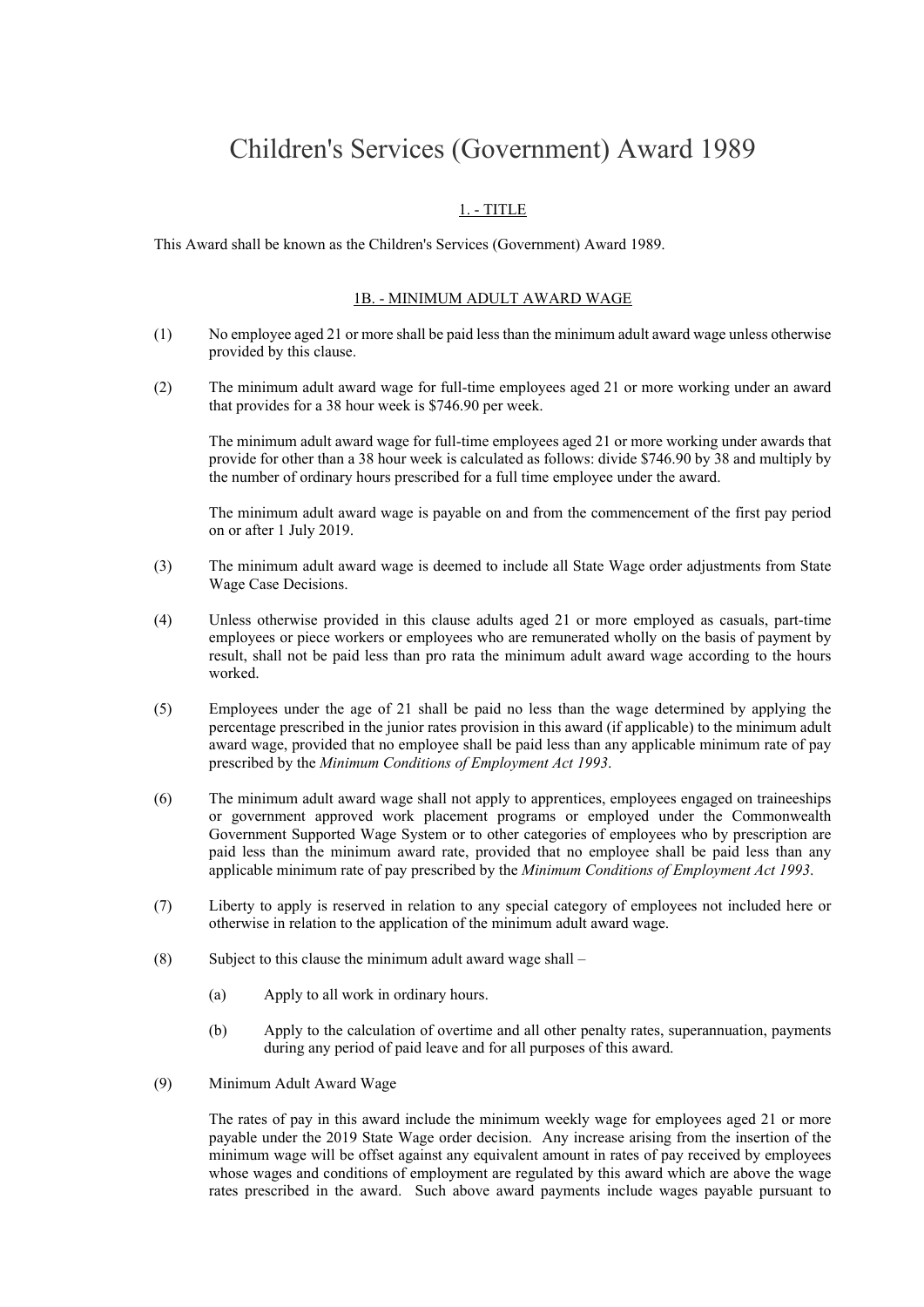# Children's Services (Government) Award 1989

## 1. - TITLE

This Award shall be known as the Children's Services (Government) Award 1989.

## 1B. - MINIMUM ADULT AWARD WAGE

(1) No employee aged 21 or more shall be paid less than the minimum adult award wage unless otherwise provided by this clause.

(2) The minimum adult award wage for full-time employees aged 21 or more working under an award that provides for a 38 hour week is $746.90 per week.

The minimum adult award wage for full-time employees aged 21 or more working under awards that provide for other than a 38 hour week is calculated as follows: divide $746.90 by 38 and multiply by the number of ordinary hours prescribed for a full time employee under the award.

The minimum adult award wage is payable on and from the commencement of the first pay period on or after 1 July 2019.

(3) The minimum adult award wage is deemed to include all State Wage order adjustments from State Wage Case Decisions.

(4) Unless otherwise provided in this clause adults aged 21 or more employed as casuals, part-time employees or piece workers or employees who are remunerated wholly on the basis of payment by result, shall not be paid less than pro rata the minimum adult award wage according to the hours worked.

(5) Employees under the age of 21 shall be paid no less than the wage determined by applying the percentage prescribed in the junior rates provision in this award (if applicable) to the minimum adult award wage, provided that no employee shall be paid less than any applicable minimum rate of pay prescribed by the *Minimum Conditions of Employment Act 1993*.

(6) The minimum adult award wage shall not apply to apprentices, employees engaged on traineeships or government approved work placement programs or employed under the Commonwealth Government Supported Wage System or to other categories of employees who by prescription are paid less than the minimum award rate, provided that no employee shall be paid less than any applicable minimum rate of pay prescribed by the *Minimum Conditions of Employment Act 1993*.

(7) Liberty to apply is reserved in relation to any special category of employees not included here or otherwise in relation to the application of the minimum adult award wage.

(8) Subject to this clause the minimum adult award wage shall –

(a) Apply to all work in ordinary hours.

(b) Apply to the calculation of overtime and all other penalty rates, superannuation, payments during any period of paid leave and for all purposes of this award.

(9) Minimum Adult Award Wage

The rates of pay in this award include the minimum weekly wage for employees aged 21 or more payable under the 2019 State Wage order decision. Any increase arising from the insertion of the minimum wage will be offset against any equivalent amount in rates of pay received by employees whose wages and conditions of employment are regulated by this award which are above the wage rates prescribed in the award. Such above award payments include wages payable pursuant to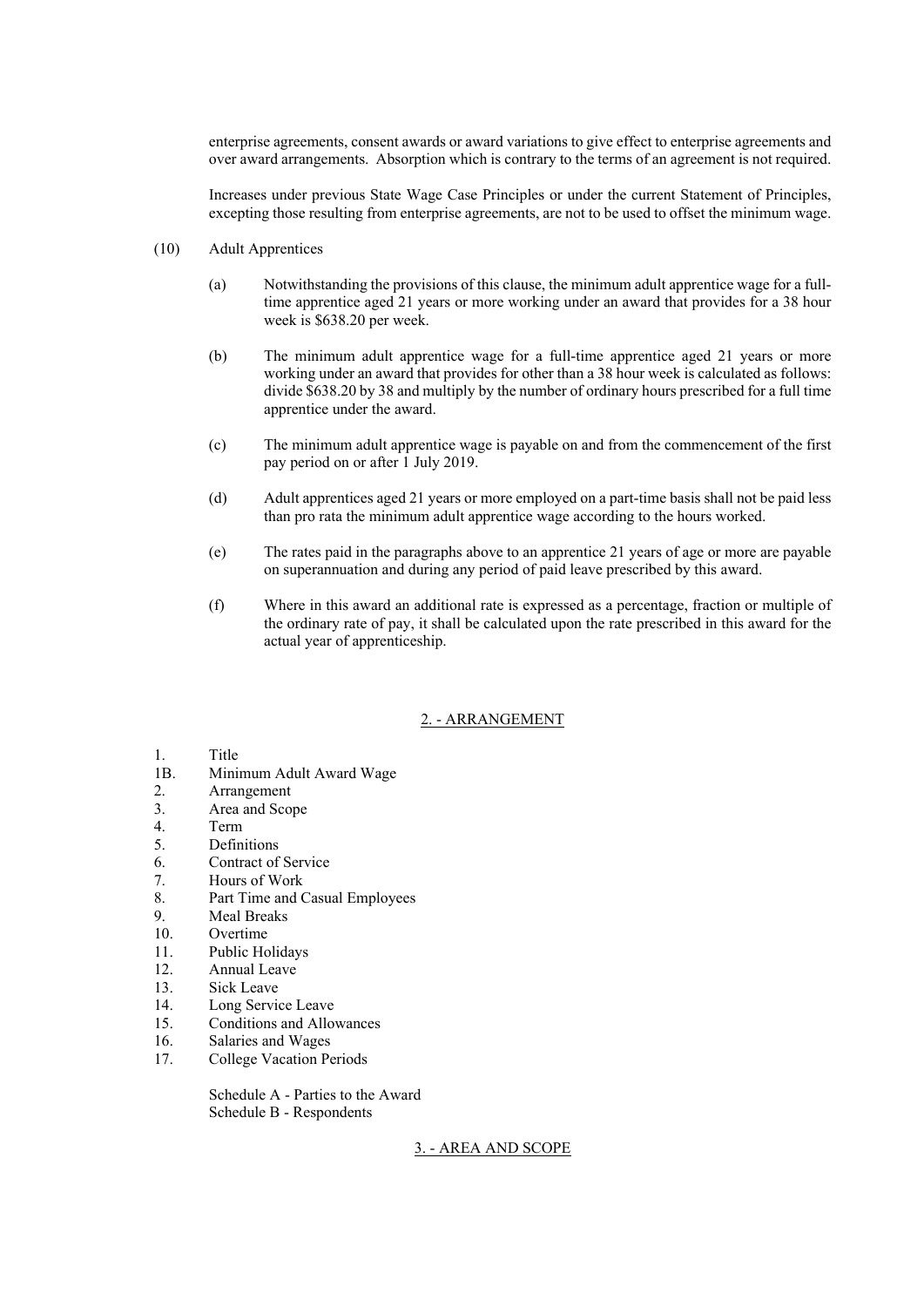enterprise agreements, consent awards or award variations to give effect to enterprise agreements and over award arrangements. Absorption which is contrary to the terms of an agreement is not required.

Increases under previous State Wage Case Principles or under the current Statement of Principles, excepting those resulting from enterprise agreements, are not to be used to offset the minimum wage.

(10) Adult Apprentices

(a) Notwithstanding the provisions of this clause, the minimum adult apprentice wage for a full-time apprentice aged 21 years or more working under an award that provides for a 38 hour week is $638.20 per week.

(b) The minimum adult apprentice wage for a full-time apprentice aged 21 years or more working under an award that provides for other than a 38 hour week is calculated as follows: divide $638.20 by 38 and multiply by the number of ordinary hours prescribed for a full time apprentice under the award.

(c) The minimum adult apprentice wage is payable on and from the commencement of the first pay period on or after 1 July 2019.

(d) Adult apprentices aged 21 years or more employed on a part-time basis shall not be paid less than pro rata the minimum adult apprentice wage according to the hours worked.

(e) The rates paid in the paragraphs above to an apprentice 21 years of age or more are payable on superannuation and during any period of paid leave prescribed by this award.

(f) Where in this award an additional rate is expressed as a percentage, fraction or multiple of the ordinary rate of pay, it shall be calculated upon the rate prescribed in this award for the actual year of apprenticeship.

## 2. - ARRANGEMENT

1. Title
1B. Minimum Adult Award Wage
2. Arrangement
3. Area and Scope
4. Term
5. Definitions
6. Contract of Service
7. Hours of Work
8. Part Time and Casual Employees
9. Meal Breaks
10. Overtime
11. Public Holidays
12. Annual Leave
13. Sick Leave
14. Long Service Leave
15. Conditions and Allowances
16. Salaries and Wages
17. College Vacation Periods

Schedule A - Parties to the Award
Schedule B - Respondents

## 3. - AREA AND SCOPE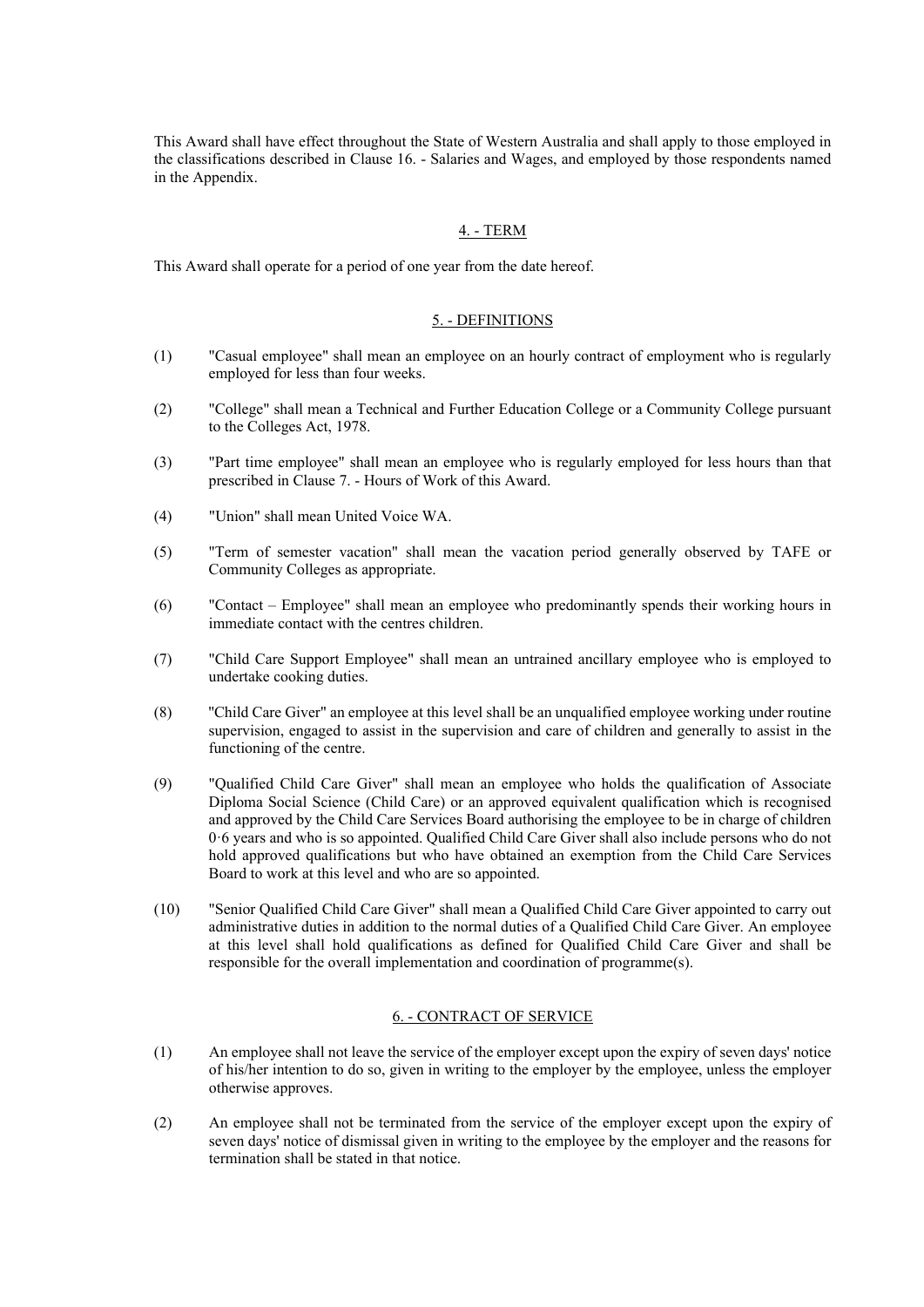This Award shall have effect throughout the State of Western Australia and shall apply to those employed in the classifications described in Clause 16. - Salaries and Wages, and employed by those respondents named in the Appendix.

## 4. - TERM

This Award shall operate for a period of one year from the date hereof.

## 5. - DEFINITIONS

(1) "Casual employee" shall mean an employee on an hourly contract of employment who is regularly employed for less than four weeks.

(2) "College" shall mean a Technical and Further Education College or a Community College pursuant to the Colleges Act, 1978.

(3) "Part time employee" shall mean an employee who is regularly employed for less hours than that prescribed in Clause 7. - Hours of Work of this Award.

(4) "Union" shall mean United Voice WA.

(5) "Term of semester vacation" shall mean the vacation period generally observed by TAFE or Community Colleges as appropriate.

(6) "Contact – Employee" shall mean an employee who predominantly spends their working hours in immediate contact with the centres children.

(7) "Child Care Support Employee" shall mean an untrained ancillary employee who is employed to undertake cooking duties.

(8) "Child Care Giver" an employee at this level shall be an unqualified employee working under routine supervision, engaged to assist in the supervision and care of children and generally to assist in the functioning of the centre.

(9) "Qualified Child Care Giver" shall mean an employee who holds the qualification of Associate Diploma Social Science (Child Care) or an approved equivalent qualification which is recognised and approved by the Child Care Services Board authorising the employee to be in charge of children 0·6 years and who is so appointed. Qualified Child Care Giver shall also include persons who do not hold approved qualifications but who have obtained an exemption from the Child Care Services Board to work at this level and who are so appointed.

(10) "Senior Qualified Child Care Giver" shall mean a Qualified Child Care Giver appointed to carry out administrative duties in addition to the normal duties of a Qualified Child Care Giver. An employee at this level shall hold qualifications as defined for Qualified Child Care Giver and shall be responsible for the overall implementation and coordination of programme(s).

## 6. - CONTRACT OF SERVICE

(1) An employee shall not leave the service of the employer except upon the expiry of seven days' notice of his/her intention to do so, given in writing to the employer by the employee, unless the employer otherwise approves.

(2) An employee shall not be terminated from the service of the employer except upon the expiry of seven days' notice of dismissal given in writing to the employee by the employer and the reasons for termination shall be stated in that notice.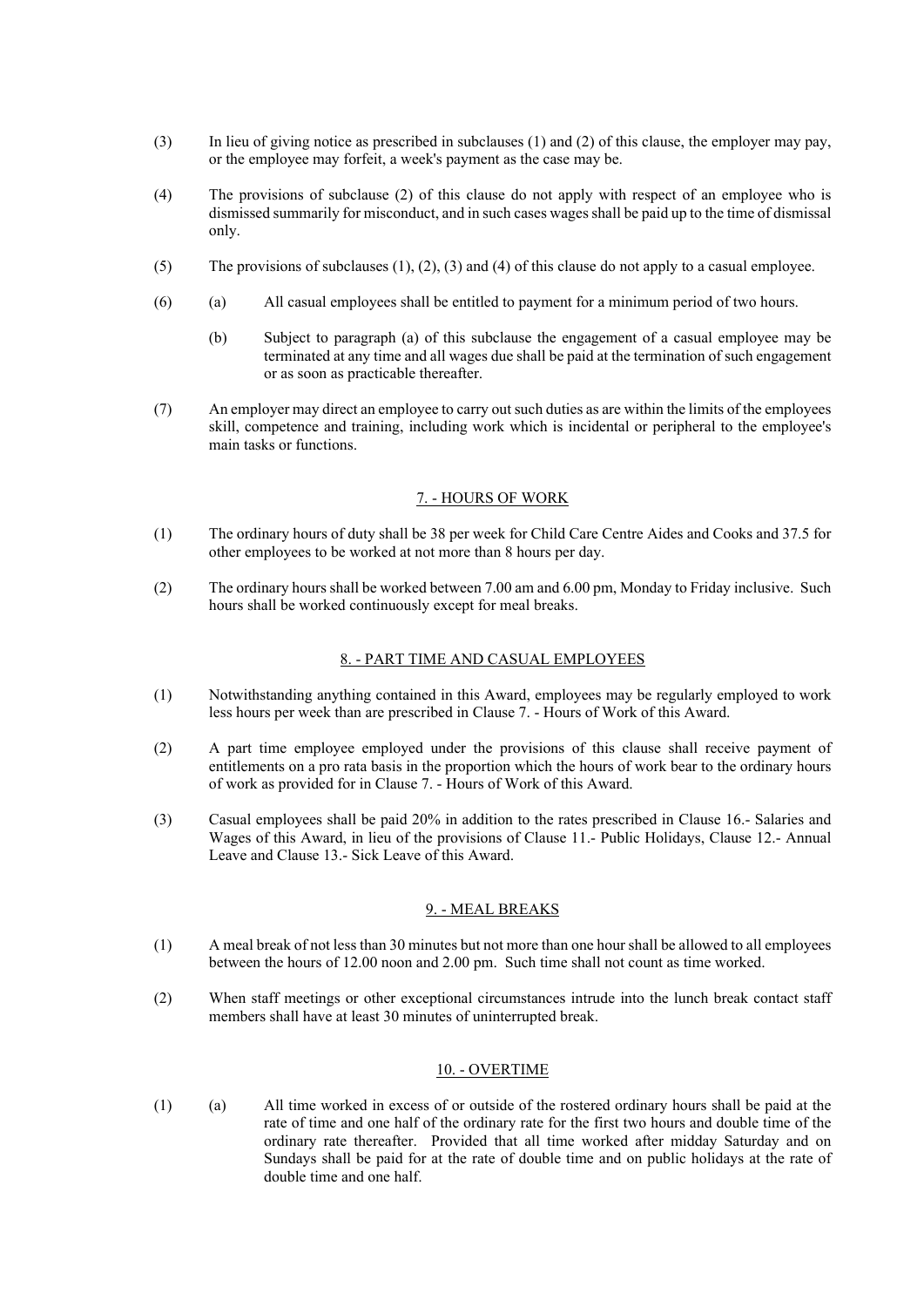(3) In lieu of giving notice as prescribed in subclauses (1) and (2) of this clause, the employer may pay, or the employee may forfeit, a week's payment as the case may be.

(4) The provisions of subclause (2) of this clause do not apply with respect of an employee who is dismissed summarily for misconduct, and in such cases wages shall be paid up to the time of dismissal only.

(5) The provisions of subclauses (1), (2), (3) and (4) of this clause do not apply to a casual employee.

(6) (a) All casual employees shall be entitled to payment for a minimum period of two hours.

  (b) Subject to paragraph (a) of this subclause the engagement of a casual employee may be terminated at any time and all wages due shall be paid at the termination of such engagement or as soon as practicable thereafter.

(7) An employer may direct an employee to carry out such duties as are within the limits of the employees skill, competence and training, including work which is incidental or peripheral to the employee's main tasks or functions.

## 7. - HOURS OF WORK

(1) The ordinary hours of duty shall be 38 per week for Child Care Centre Aides and Cooks and 37.5 for other employees to be worked at not more than 8 hours per day.

(2) The ordinary hours shall be worked between 7.00 am and 6.00 pm, Monday to Friday inclusive. Such hours shall be worked continuously except for meal breaks.

## 8. - PART TIME AND CASUAL EMPLOYEES

(1) Notwithstanding anything contained in this Award, employees may be regularly employed to work less hours per week than are prescribed in Clause 7. - Hours of Work of this Award.

(2) A part time employee employed under the provisions of this clause shall receive payment of entitlements on a pro rata basis in the proportion which the hours of work bear to the ordinary hours of work as provided for in Clause 7. - Hours of Work of this Award.

(3) Casual employees shall be paid 20% in addition to the rates prescribed in Clause 16.- Salaries and Wages of this Award, in lieu of the provisions of Clause 11.- Public Holidays, Clause 12.- Annual Leave and Clause 13.- Sick Leave of this Award.

## 9. - MEAL BREAKS

(1) A meal break of not less than 30 minutes but not more than one hour shall be allowed to all employees between the hours of 12.00 noon and 2.00 pm. Such time shall not count as time worked.

(2) When staff meetings or other exceptional circumstances intrude into the lunch break contact staff members shall have at least 30 minutes of uninterrupted break.

## 10. - OVERTIME

(1) (a) All time worked in excess of or outside of the rostered ordinary hours shall be paid at the rate of time and one half of the ordinary rate for the first two hours and double time of the ordinary rate thereafter. Provided that all time worked after midday Saturday and on Sundays shall be paid for at the rate of double time and on public holidays at the rate of double time and one half.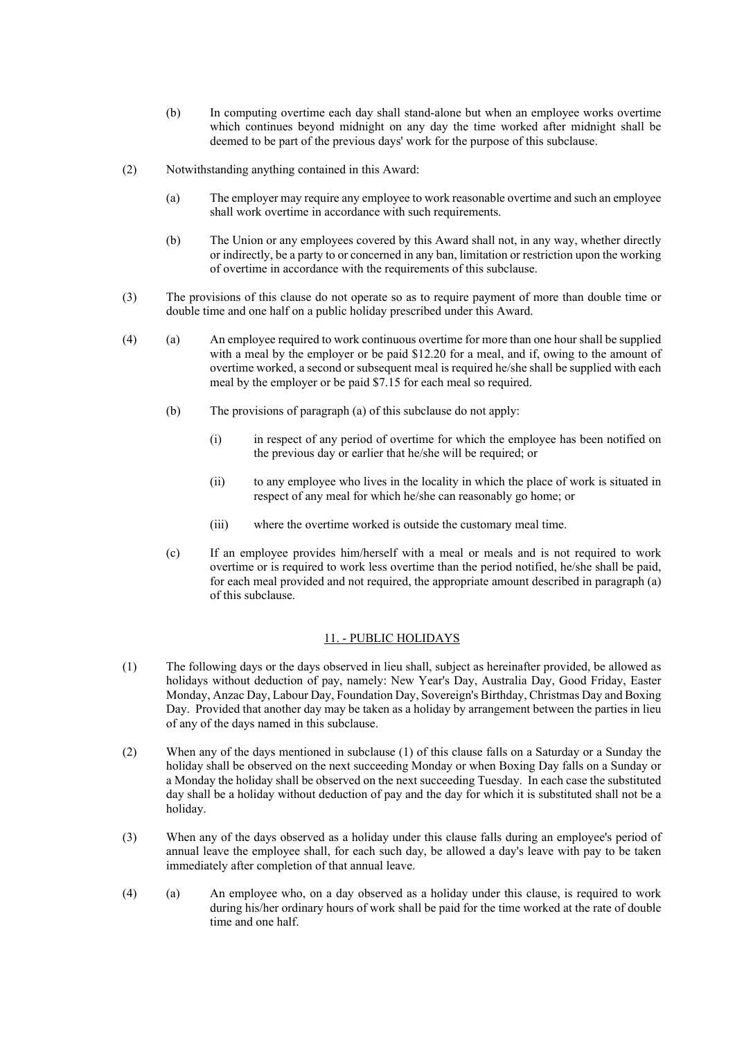(b) In computing overtime each day shall stand-alone but when an employee works overtime which continues beyond midnight on any day the time worked after midnight shall be deemed to be part of the previous days' work for the purpose of this subclause.

(2) Notwithstanding anything contained in this Award:

(a) The employer may require any employee to work reasonable overtime and such an employee shall work overtime in accordance with such requirements.

(b) The Union or any employees covered by this Award shall not, in any way, whether directly or indirectly, be a party to or concerned in any ban, limitation or restriction upon the working of overtime in accordance with the requirements of this subclause.

(3) The provisions of this clause do not operate so as to require payment of more than double time or double time and one half on a public holiday prescribed under this Award.

(4) (a) An employee required to work continuous overtime for more than one hour shall be supplied with a meal by the employer or be paid $12.20 for a meal, and if, owing to the amount of overtime worked, a second or subsequent meal is required he/she shall be supplied with each meal by the employer or be paid $7.15 for each meal so required.

(b) The provisions of paragraph (a) of this subclause do not apply:

(i) in respect of any period of overtime for which the employee has been notified on the previous day or earlier that he/she will be required; or

(ii) to any employee who lives in the locality in which the place of work is situated in respect of any meal for which he/she can reasonably go home; or

(iii) where the overtime worked is outside the customary meal time.

(c) If an employee provides him/herself with a meal or meals and is not required to work overtime or is required to work less overtime than the period notified, he/she shall be paid, for each meal provided and not required, the appropriate amount described in paragraph (a) of this subclause.

## 11. - PUBLIC HOLIDAYS

(1) The following days or the days observed in lieu shall, subject as hereinafter provided, be allowed as holidays without deduction of pay, namely: New Year's Day, Australia Day, Good Friday, Easter Monday, Anzac Day, Labour Day, Foundation Day, Sovereign's Birthday, Christmas Day and Boxing Day. Provided that another day may be taken as a holiday by arrangement between the parties in lieu of any of the days named in this subclause.

(2) When any of the days mentioned in subclause (1) of this clause falls on a Saturday or a Sunday the holiday shall be observed on the next succeeding Monday or when Boxing Day falls on a Sunday or a Monday the holiday shall be observed on the next succeeding Tuesday. In each case the substituted day shall be a holiday without deduction of pay and the day for which it is substituted shall not be a holiday.

(3) When any of the days observed as a holiday under this clause falls during an employee's period of annual leave the employee shall, for each such day, be allowed a day's leave with pay to be taken immediately after completion of that annual leave.

(4) (a) An employee who, on a day observed as a holiday under this clause, is required to work during his/her ordinary hours of work shall be paid for the time worked at the rate of double time and one half.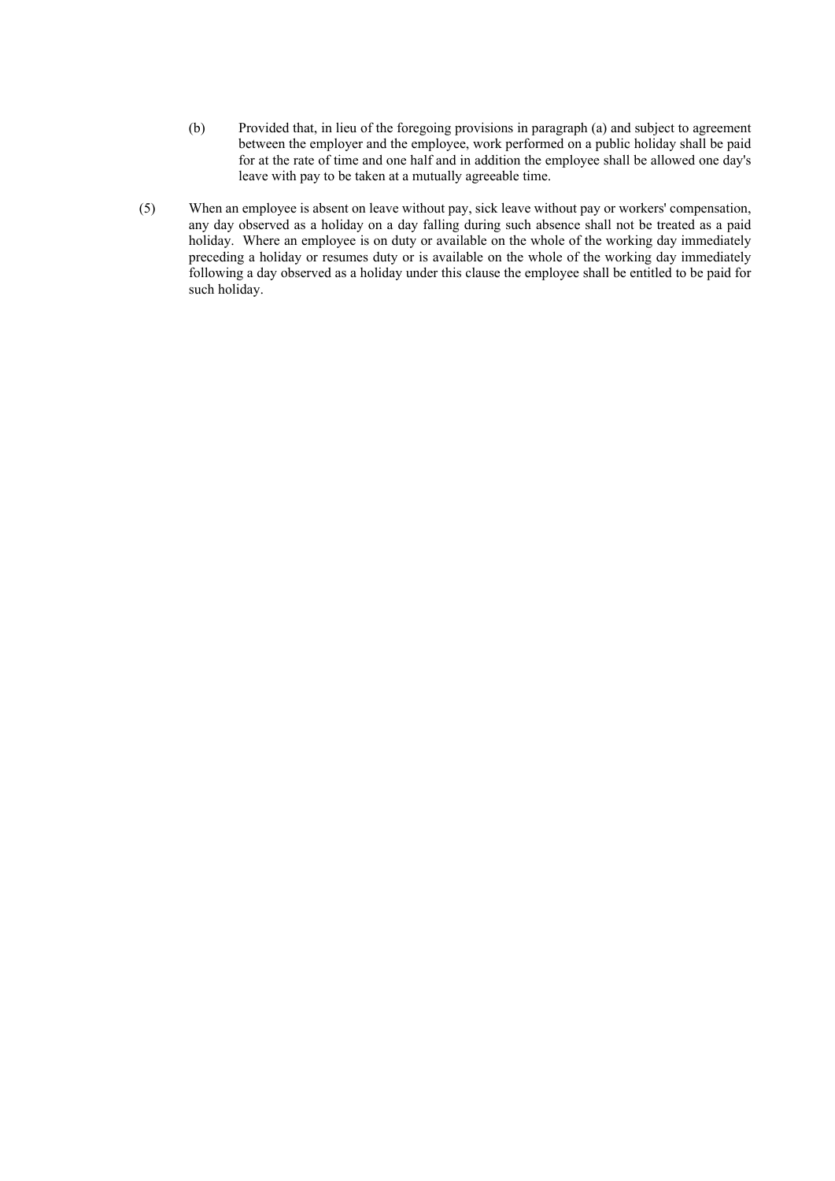(b) Provided that, in lieu of the foregoing provisions in paragraph (a) and subject to agreement between the employer and the employee, work performed on a public holiday shall be paid for at the rate of time and one half and in addition the employee shall be allowed one day's leave with pay to be taken at a mutually agreeable time.

(5) When an employee is absent on leave without pay, sick leave without pay or workers' compensation, any day observed as a holiday on a day falling during such absence shall not be treated as a paid holiday. Where an employee is on duty or available on the whole of the working day immediately preceding a holiday or resumes duty or is available on the whole of the working day immediately following a day observed as a holiday under this clause the employee shall be entitled to be paid for such holiday.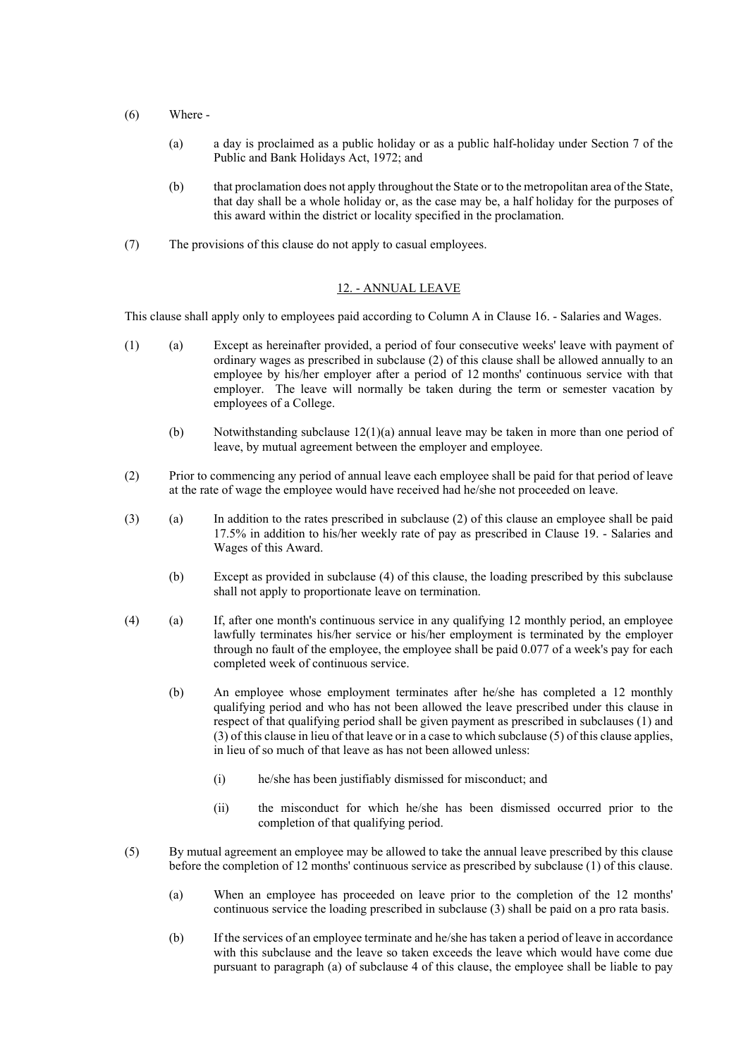(6) Where -

   (a) a day is proclaimed as a public holiday or as a public half-holiday under Section 7 of the Public and Bank Holidays Act, 1972; and

   (b) that proclamation does not apply throughout the State or to the metropolitan area of the State, that day shall be a whole holiday or, as the case may be, a half holiday for the purposes of this award within the district or locality specified in the proclamation.

(7) The provisions of this clause do not apply to casual employees.

## 12. - ANNUAL LEAVE

This clause shall apply only to employees paid according to Column A in Clause 16. - Salaries and Wages.

(1) (a) Except as hereinafter provided, a period of four consecutive weeks' leave with payment of ordinary wages as prescribed in subclause (2) of this clause shall be allowed annually to an employee by his/her employer after a period of 12 months' continuous service with that employer. The leave will normally be taken during the term or semester vacation by employees of a College.

   (b) Notwithstanding subclause 12(1)(a) annual leave may be taken in more than one period of leave, by mutual agreement between the employer and employee.

(2) Prior to commencing any period of annual leave each employee shall be paid for that period of leave at the rate of wage the employee would have received had he/she not proceeded on leave.

(3) (a) In addition to the rates prescribed in subclause (2) of this clause an employee shall be paid 17.5% in addition to his/her weekly rate of pay as prescribed in Clause 19. - Salaries and Wages of this Award.

   (b) Except as provided in subclause (4) of this clause, the loading prescribed by this subclause shall not apply to proportionate leave on termination.

(4) (a) If, after one month's continuous service in any qualifying 12 monthly period, an employee lawfully terminates his/her service or his/her employment is terminated by the employer through no fault of the employee, the employee shall be paid 0.077 of a week's pay for each completed week of continuous service.

   (b) An employee whose employment terminates after he/she has completed a 12 monthly qualifying period and who has not been allowed the leave prescribed under this clause in respect of that qualifying period shall be given payment as prescribed in subclauses (1) and (3) of this clause in lieu of that leave or in a case to which subclause (5) of this clause applies, in lieu of so much of that leave as has not been allowed unless:

      (i) he/she has been justifiably dismissed for misconduct; and

      (ii) the misconduct for which he/she has been dismissed occurred prior to the completion of that qualifying period.

(5) By mutual agreement an employee may be allowed to take the annual leave prescribed by this clause before the completion of 12 months' continuous service as prescribed by subclause (1) of this clause.

   (a) When an employee has proceeded on leave prior to the completion of the 12 months' continuous service the loading prescribed in subclause (3) shall be paid on a pro rata basis.

   (b) If the services of an employee terminate and he/she has taken a period of leave in accordance with this subclause and the leave so taken exceeds the leave which would have come due pursuant to paragraph (a) of subclause 4 of this clause, the employee shall be liable to pay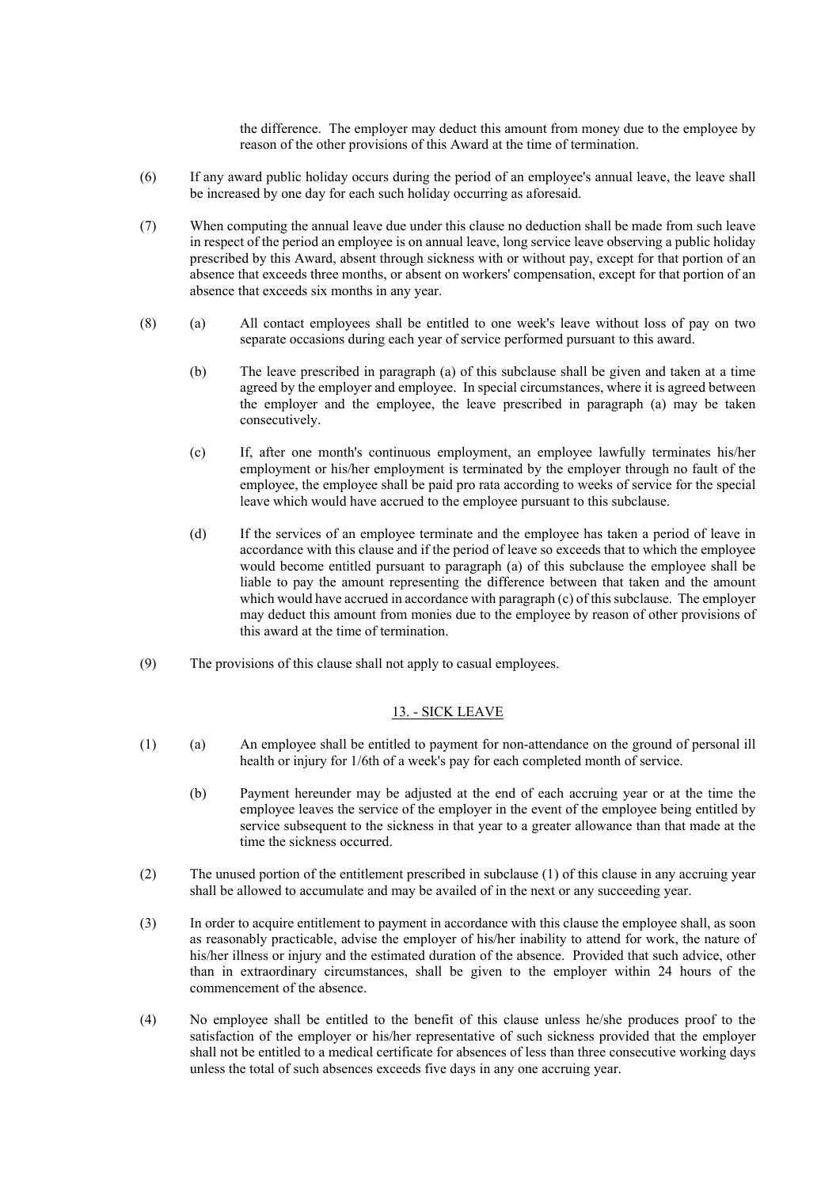the difference. The employer may deduct this amount from money due to the employee by reason of the other provisions of this Award at the time of termination.

(6) If any award public holiday occurs during the period of an employee's annual leave, the leave shall be increased by one day for each such holiday occurring as aforesaid.

(7) When computing the annual leave due under this clause no deduction shall be made from such leave in respect of the period an employee is on annual leave, long service leave observing a public holiday prescribed by this Award, absent through sickness with or without pay, except for that portion of an absence that exceeds three months, or absent on workers' compensation, except for that portion of an absence that exceeds six months in any year.

(8) (a) All contact employees shall be entitled to one week's leave without loss of pay on two separate occasions during each year of service performed pursuant to this award.

(b) The leave prescribed in paragraph (a) of this subclause shall be given and taken at a time agreed by the employer and employee. In special circumstances, where it is agreed between the employer and the employee, the leave prescribed in paragraph (a) may be taken consecutively.

(c) If, after one month's continuous employment, an employee lawfully terminates his/her employment or his/her employment is terminated by the employer through no fault of the employee, the employee shall be paid pro rata according to weeks of service for the special leave which would have accrued to the employee pursuant to this subclause.

(d) If the services of an employee terminate and the employee has taken a period of leave in accordance with this clause and if the period of leave so exceeds that to which the employee would become entitled pursuant to paragraph (a) of this subclause the employee shall be liable to pay the amount representing the difference between that taken and the amount which would have accrued in accordance with paragraph (c) of this subclause. The employer may deduct this amount from monies due to the employee by reason of other provisions of this award at the time of termination.

(9) The provisions of this clause shall not apply to casual employees.

## 13. - SICK LEAVE

(1) (a) An employee shall be entitled to payment for non-attendance on the ground of personal ill health or injury for 1/6th of a week's pay for each completed month of service.

(b) Payment hereunder may be adjusted at the end of each accruing year or at the time the employee leaves the service of the employer in the event of the employee being entitled by service subsequent to the sickness in that year to a greater allowance than that made at the time the sickness occurred.

(2) The unused portion of the entitlement prescribed in subclause (1) of this clause in any accruing year shall be allowed to accumulate and may be availed of in the next or any succeeding year.

(3) In order to acquire entitlement to payment in accordance with this clause the employee shall, as soon as reasonably practicable, advise the employer of his/her inability to attend for work, the nature of his/her illness or injury and the estimated duration of the absence. Provided that such advice, other than in extraordinary circumstances, shall be given to the employer within 24 hours of the commencement of the absence.

(4) No employee shall be entitled to the benefit of this clause unless he/she produces proof to the satisfaction of the employer or his/her representative of such sickness provided that the employer shall not be entitled to a medical certificate for absences of less than three consecutive working days unless the total of such absences exceeds five days in any one accruing year.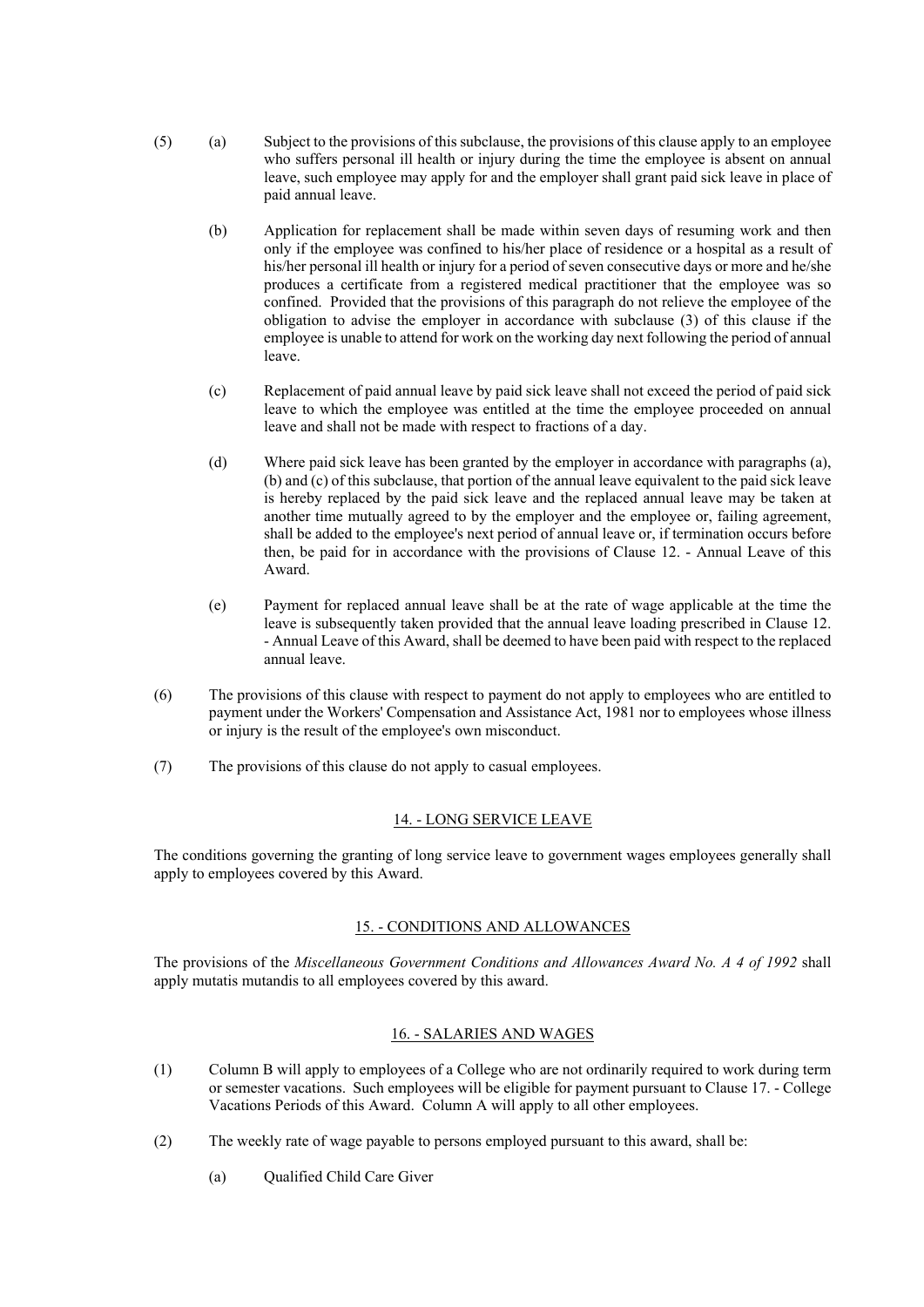(5) (a) Subject to the provisions of this subclause, the provisions of this clause apply to an employee who suffers personal ill health or injury during the time the employee is absent on annual leave, such employee may apply for and the employer shall grant paid sick leave in place of paid annual leave.

(b) Application for replacement shall be made within seven days of resuming work and then only if the employee was confined to his/her place of residence or a hospital as a result of his/her personal ill health or injury for a period of seven consecutive days or more and he/she produces a certificate from a registered medical practitioner that the employee was so confined. Provided that the provisions of this paragraph do not relieve the employee of the obligation to advise the employer in accordance with subclause (3) of this clause if the employee is unable to attend for work on the working day next following the period of annual leave.

(c) Replacement of paid annual leave by paid sick leave shall not exceed the period of paid sick leave to which the employee was entitled at the time the employee proceeded on annual leave and shall not be made with respect to fractions of a day.

(d) Where paid sick leave has been granted by the employer in accordance with paragraphs (a), (b) and (c) of this subclause, that portion of the annual leave equivalent to the paid sick leave is hereby replaced by the paid sick leave and the replaced annual leave may be taken at another time mutually agreed to by the employer and the employee or, failing agreement, shall be added to the employee's next period of annual leave or, if termination occurs before then, be paid for in accordance with the provisions of Clause 12. - Annual Leave of this Award.

(e) Payment for replaced annual leave shall be at the rate of wage applicable at the time the leave is subsequently taken provided that the annual leave loading prescribed in Clause 12. - Annual Leave of this Award, shall be deemed to have been paid with respect to the replaced annual leave.

(6) The provisions of this clause with respect to payment do not apply to employees who are entitled to payment under the Workers' Compensation and Assistance Act, 1981 nor to employees whose illness or injury is the result of the employee's own misconduct.

(7) The provisions of this clause do not apply to casual employees.

## 14. - LONG SERVICE LEAVE

The conditions governing the granting of long service leave to government wages employees generally shall apply to employees covered by this Award.

## 15. - CONDITIONS AND ALLOWANCES

The provisions of the *Miscellaneous Government Conditions and Allowances Award No. A 4 of 1992* shall apply mutatis mutandis to all employees covered by this award.

## 16. - SALARIES AND WAGES

(1) Column B will apply to employees of a College who are not ordinarily required to work during term or semester vacations. Such employees will be eligible for payment pursuant to Clause 17. - College Vacations Periods of this Award. Column A will apply to all other employees.

(2) The weekly rate of wage payable to persons employed pursuant to this award, shall be:

(a) Qualified Child Care Giver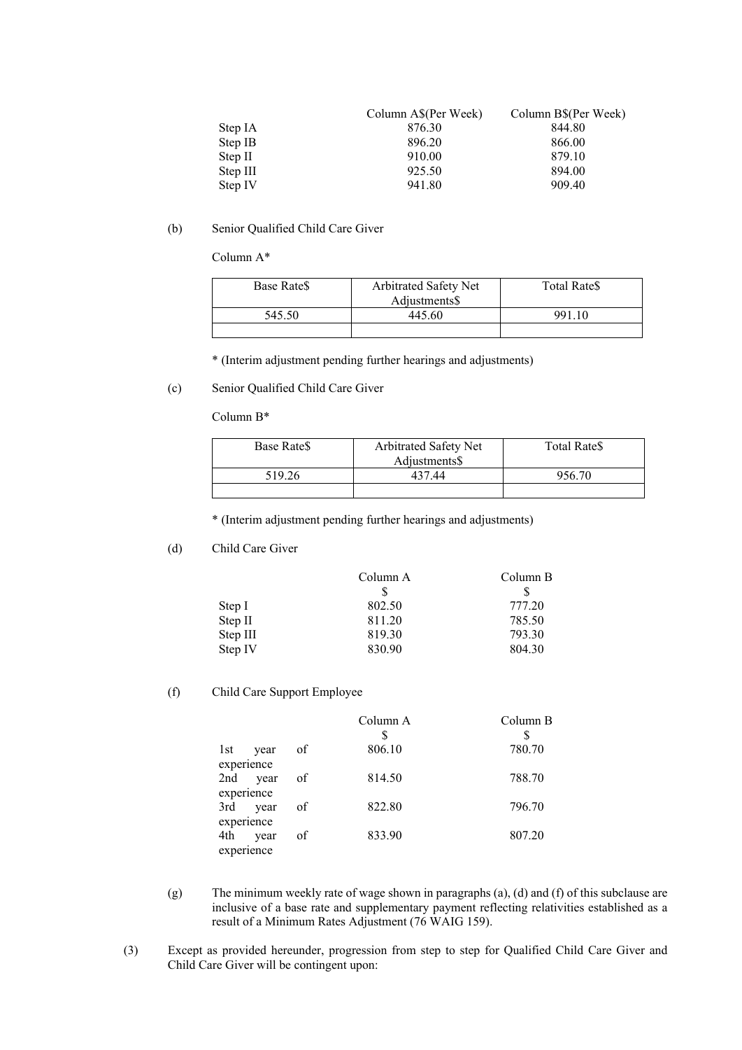| | Column A$(Per Week) | Column B$(Per Week) |
|---|---|---|
| Step IA | 876.30 | 844.80 |
| Step IB | 896.20 | 866.00 |
| Step II | 910.00 | 879.10 |
| Step III | 925.50 | 894.00 |
| Step IV | 941.80 | 909.40 |

(b) Senior Qualified Child Care Giver

Column A*

| Base Rate$ | Arbitrated Safety Net Adjustments$ | Total Rate$ |
|---|---|---|
| 545.50 | 445.60 | 991.10 |
| | | |

* (Interim adjustment pending further hearings and adjustments)

(c) Senior Qualified Child Care Giver

Column B*

| Base Rate$ | Arbitrated Safety Net Adjustments$ | Total Rate$ |
|---|---|---|
| 519.26 | 437.44 | 956.70 |
| | | |

* (Interim adjustment pending further hearings and adjustments)

(d) Child Care Giver

| | Column A<br>$ | Column B<br>$ |
|---|---|---|
| Step I | 802.50 | 777.20 |
| Step II | 811.20 | 785.50 |
| Step III | 819.30 | 793.30 |
| Step IV | 830.90 | 804.30 |

(f) Child Care Support Employee

| | Column A<br>$ | Column B<br>$ |
|---|---|---|
| 1st year of experience | 806.10 | 780.70 |
| 2nd year of experience | 814.50 | 788.70 |
| 3rd year of experience | 822.80 | 796.70 |
| 4th year of experience | 833.90 | 807.20 |

(g) The minimum weekly rate of wage shown in paragraphs (a), (d) and (f) of this subclause are inclusive of a base rate and supplementary payment reflecting relativities established as a result of a Minimum Rates Adjustment (76 WAIG 159).

(3) Except as provided hereunder, progression from step to step for Qualified Child Care Giver and Child Care Giver will be contingent upon: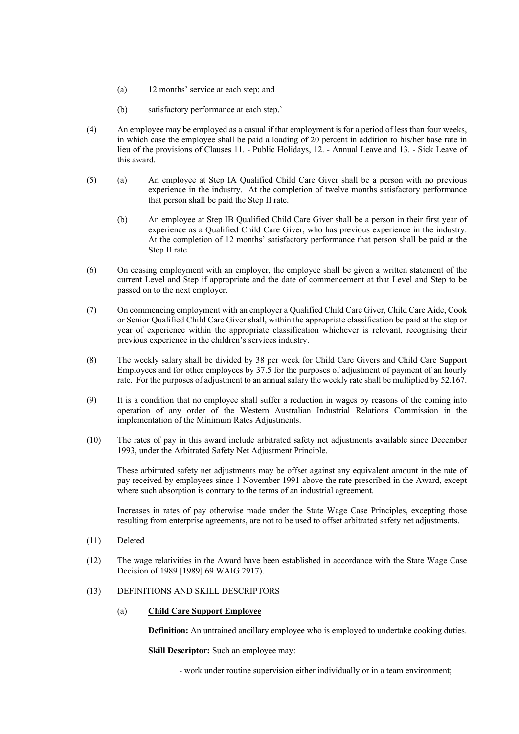(a) 12 months' service at each step; and

(b) satisfactory performance at each step.`

(4) An employee may be employed as a casual if that employment is for a period of less than four weeks, in which case the employee shall be paid a loading of 20 percent in addition to his/her base rate in lieu of the provisions of Clauses 11. - Public Holidays, 12. - Annual Leave and 13. - Sick Leave of this award.

(5) (a) An employee at Step IA Qualified Child Care Giver shall be a person with no previous experience in the industry. At the completion of twelve months satisfactory performance that person shall be paid the Step II rate.

(b) An employee at Step IB Qualified Child Care Giver shall be a person in their first year of experience as a Qualified Child Care Giver, who has previous experience in the industry. At the completion of 12 months' satisfactory performance that person shall be paid at the Step II rate.

(6) On ceasing employment with an employer, the employee shall be given a written statement of the current Level and Step if appropriate and the date of commencement at that Level and Step to be passed on to the next employer.

(7) On commencing employment with an employer a Qualified Child Care Giver, Child Care Aide, Cook or Senior Qualified Child Care Giver shall, within the appropriate classification be paid at the step or year of experience within the appropriate classification whichever is relevant, recognising their previous experience in the children's services industry.

(8) The weekly salary shall be divided by 38 per week for Child Care Givers and Child Care Support Employees and for other employees by 37.5 for the purposes of adjustment of payment of an hourly rate. For the purposes of adjustment to an annual salary the weekly rate shall be multiplied by 52.167.

(9) It is a condition that no employee shall suffer a reduction in wages by reasons of the coming into operation of any order of the Western Australian Industrial Relations Commission in the implementation of the Minimum Rates Adjustments.

(10) The rates of pay in this award include arbitrated safety net adjustments available since December 1993, under the Arbitrated Safety Net Adjustment Principle.

These arbitrated safety net adjustments may be offset against any equivalent amount in the rate of pay received by employees since 1 November 1991 above the rate prescribed in the Award, except where such absorption is contrary to the terms of an industrial agreement.

Increases in rates of pay otherwise made under the State Wage Case Principles, excepting those resulting from enterprise agreements, are not to be used to offset arbitrated safety net adjustments.

(11) Deleted

(12) The wage relativities in the Award have been established in accordance with the State Wage Case Decision of 1989 [1989] 69 WAIG 2917).

(13) DEFINITIONS AND SKILL DESCRIPTORS

(a) **Child Care Support Employee**

**Definition:** An untrained ancillary employee who is employed to undertake cooking duties.

**Skill Descriptor:** Such an employee may:

- work under routine supervision either individually or in a team environment;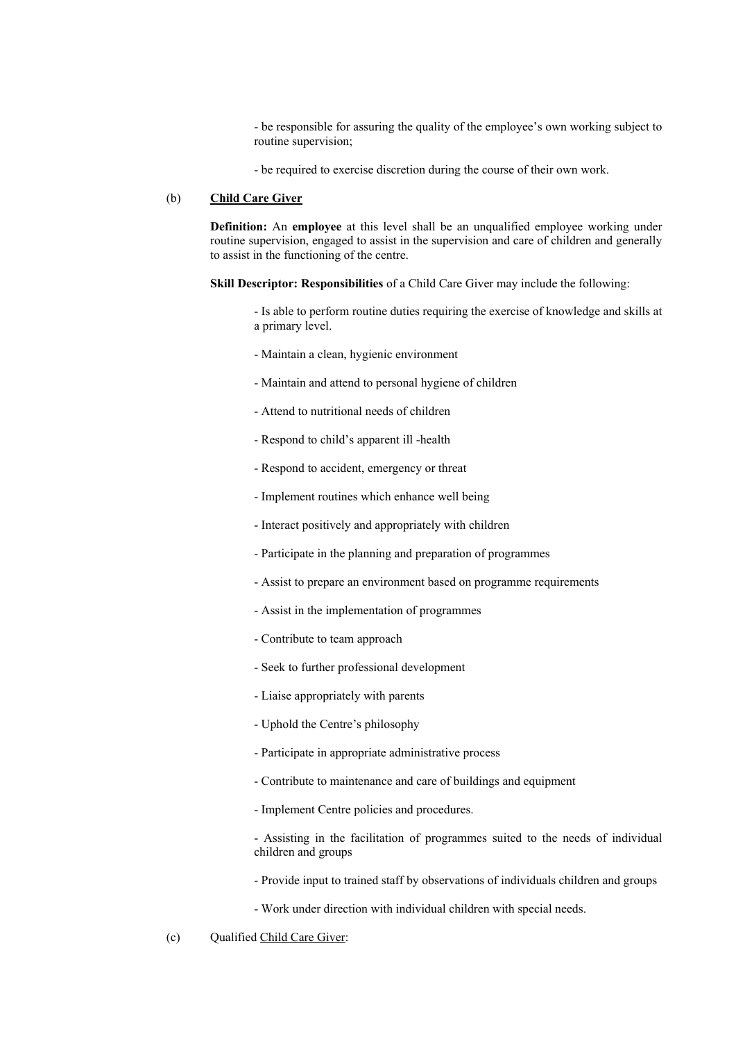- be responsible for assuring the quality of the employee's own working subject to routine supervision;

- be required to exercise discretion during the course of their own work.

(b) **<u>Child Care Giver</u>**

**Definition:** An **employee** at this level shall be an unqualified employee working under routine supervision, engaged to assist in the supervision and care of children and generally to assist in the functioning of the centre.

**Skill Descriptor: Responsibilities** of a Child Care Giver may include the following:

- Is able to perform routine duties requiring the exercise of knowledge and skills at a primary level.

- Maintain a clean, hygienic environment

- Maintain and attend to personal hygiene of children

- Attend to nutritional needs of children

- Respond to child's apparent ill -health

- Respond to accident, emergency or threat

- Implement routines which enhance well being

- Interact positively and appropriately with children

- Participate in the planning and preparation of programmes

- Assist to prepare an environment based on programme requirements

- Assist in the implementation of programmes

- Contribute to team approach

- Seek to further professional development

- Liaise appropriately with parents

- Uphold the Centre's philosophy

- Participate in appropriate administrative process

- Contribute to maintenance and care of buildings and equipment

- Implement Centre policies and procedures.

- Assisting in the facilitation of programmes suited to the needs of individual children and groups

- Provide input to trained staff by observations of individuals children and groups

- Work under direction with individual children with special needs.

(c) Qualified <u>Child Care Giver</u>: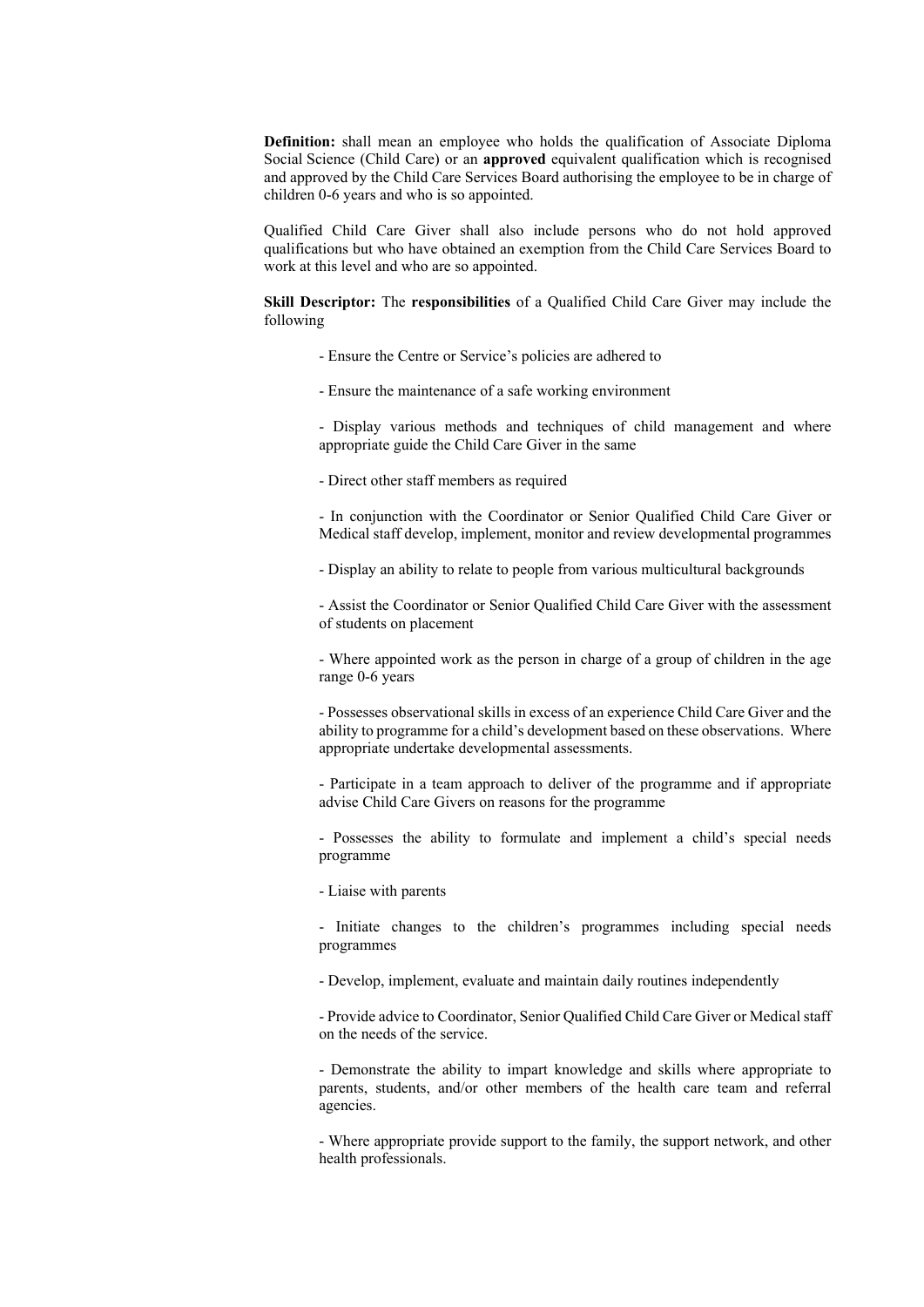**Definition:** shall mean an employee who holds the qualification of Associate Diploma Social Science (Child Care) or an **approved** equivalent qualification which is recognised and approved by the Child Care Services Board authorising the employee to be in charge of children 0-6 years and who is so appointed.

Qualified Child Care Giver shall also include persons who do not hold approved qualifications but who have obtained an exemption from the Child Care Services Board to work at this level and who are so appointed.

**Skill Descriptor:** The **responsibilities** of a Qualified Child Care Giver may include the following

- Ensure the Centre or Service's policies are adhered to

- Ensure the maintenance of a safe working environment

- Display various methods and techniques of child management and where appropriate guide the Child Care Giver in the same

- Direct other staff members as required

- In conjunction with the Coordinator or Senior Qualified Child Care Giver or Medical staff develop, implement, monitor and review developmental programmes

- Display an ability to relate to people from various multicultural backgrounds

- Assist the Coordinator or Senior Qualified Child Care Giver with the assessment of students on placement

- Where appointed work as the person in charge of a group of children in the age range 0-6 years

- Possesses observational skills in excess of an experience Child Care Giver and the ability to programme for a child's development based on these observations. Where appropriate undertake developmental assessments.

- Participate in a team approach to deliver of the programme and if appropriate advise Child Care Givers on reasons for the programme

- Possesses the ability to formulate and implement a child's special needs programme

- Liaise with parents

- Initiate changes to the children's programmes including special needs programmes

- Develop, implement, evaluate and maintain daily routines independently

- Provide advice to Coordinator, Senior Qualified Child Care Giver or Medical staff on the needs of the service.

- Demonstrate the ability to impart knowledge and skills where appropriate to parents, students, and/or other members of the health care team and referral agencies.

- Where appropriate provide support to the family, the support network, and other health professionals.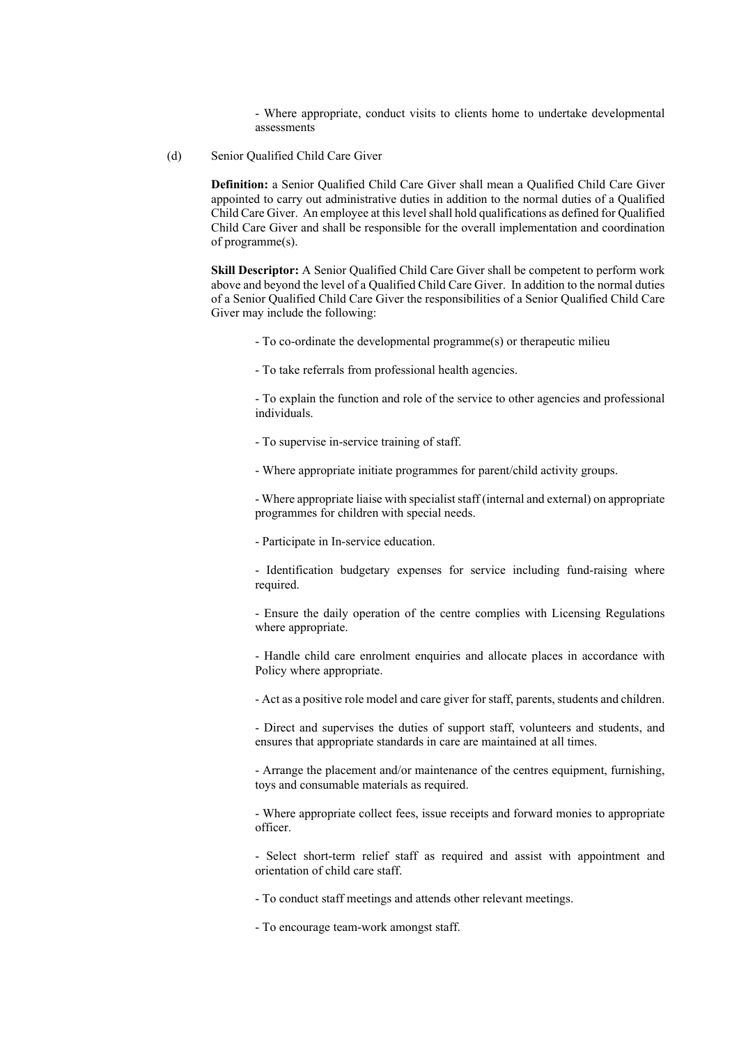- Where appropriate, conduct visits to clients home to undertake developmental assessments

(d) Senior Qualified Child Care Giver

**Definition:** a Senior Qualified Child Care Giver shall mean a Qualified Child Care Giver appointed to carry out administrative duties in addition to the normal duties of a Qualified Child Care Giver. An employee at this level shall hold qualifications as defined for Qualified Child Care Giver and shall be responsible for the overall implementation and coordination of programme(s).

**Skill Descriptor:** A Senior Qualified Child Care Giver shall be competent to perform work above and beyond the level of a Qualified Child Care Giver. In addition to the normal duties of a Senior Qualified Child Care Giver the responsibilities of a Senior Qualified Child Care Giver may include the following:

- To co-ordinate the developmental programme(s) or therapeutic milieu

- To take referrals from professional health agencies.

- To explain the function and role of the service to other agencies and professional individuals.

- To supervise in-service training of staff.

- Where appropriate initiate programmes for parent/child activity groups.

- Where appropriate liaise with specialist staff (internal and external) on appropriate programmes for children with special needs.

- Participate in In-service education.

- Identification budgetary expenses for service including fund-raising where required.

- Ensure the daily operation of the centre complies with Licensing Regulations where appropriate.

- Handle child care enrolment enquiries and allocate places in accordance with Policy where appropriate.

- Act as a positive role model and care giver for staff, parents, students and children.

- Direct and supervises the duties of support staff, volunteers and students, and ensures that appropriate standards in care are maintained at all times.

- Arrange the placement and/or maintenance of the centres equipment, furnishing, toys and consumable materials as required.

- Where appropriate collect fees, issue receipts and forward monies to appropriate officer.

- Select short-term relief staff as required and assist with appointment and orientation of child care staff.

- To conduct staff meetings and attends other relevant meetings.

- To encourage team-work amongst staff.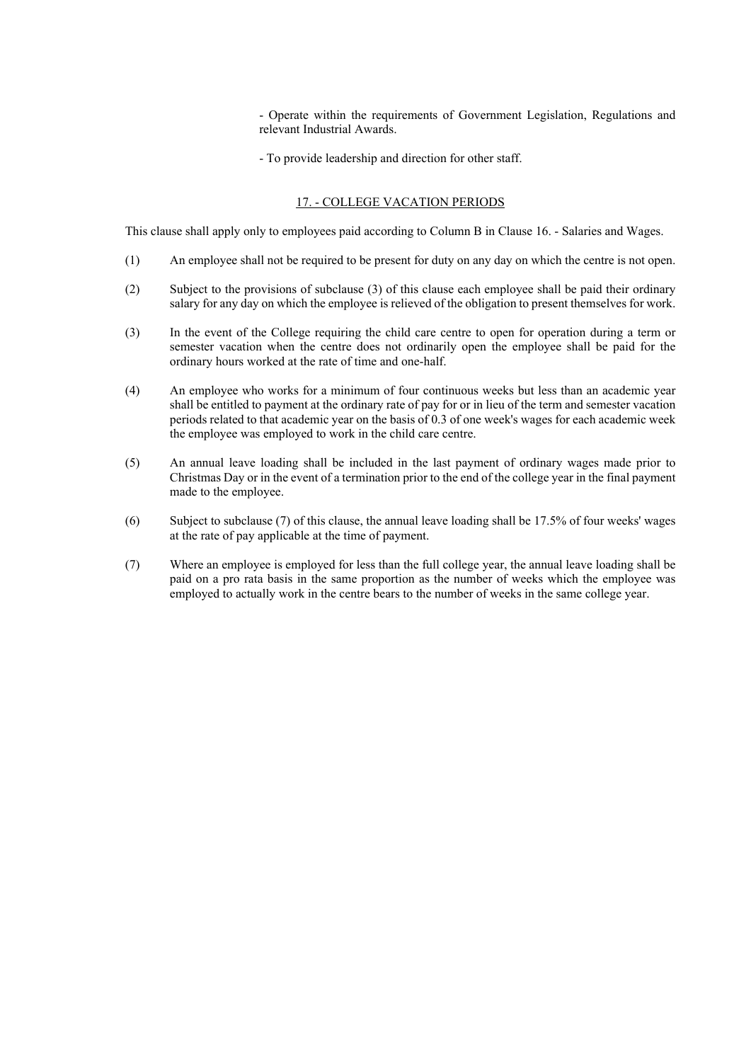- Operate within the requirements of Government Legislation, Regulations and relevant Industrial Awards.

- To provide leadership and direction for other staff.

## 17. - COLLEGE VACATION PERIODS

This clause shall apply only to employees paid according to Column B in Clause 16. - Salaries and Wages.

(1) An employee shall not be required to be present for duty on any day on which the centre is not open.

(2) Subject to the provisions of subclause (3) of this clause each employee shall be paid their ordinary salary for any day on which the employee is relieved of the obligation to present themselves for work.

(3) In the event of the College requiring the child care centre to open for operation during a term or semester vacation when the centre does not ordinarily open the employee shall be paid for the ordinary hours worked at the rate of time and one-half.

(4) An employee who works for a minimum of four continuous weeks but less than an academic year shall be entitled to payment at the ordinary rate of pay for or in lieu of the term and semester vacation periods related to that academic year on the basis of 0.3 of one week's wages for each academic week the employee was employed to work in the child care centre.

(5) An annual leave loading shall be included in the last payment of ordinary wages made prior to Christmas Day or in the event of a termination prior to the end of the college year in the final payment made to the employee.

(6) Subject to subclause (7) of this clause, the annual leave loading shall be 17.5% of four weeks' wages at the rate of pay applicable at the time of payment.

(7) Where an employee is employed for less than the full college year, the annual leave loading shall be paid on a pro rata basis in the same proportion as the number of weeks which the employee was employed to actually work in the centre bears to the number of weeks in the same college year.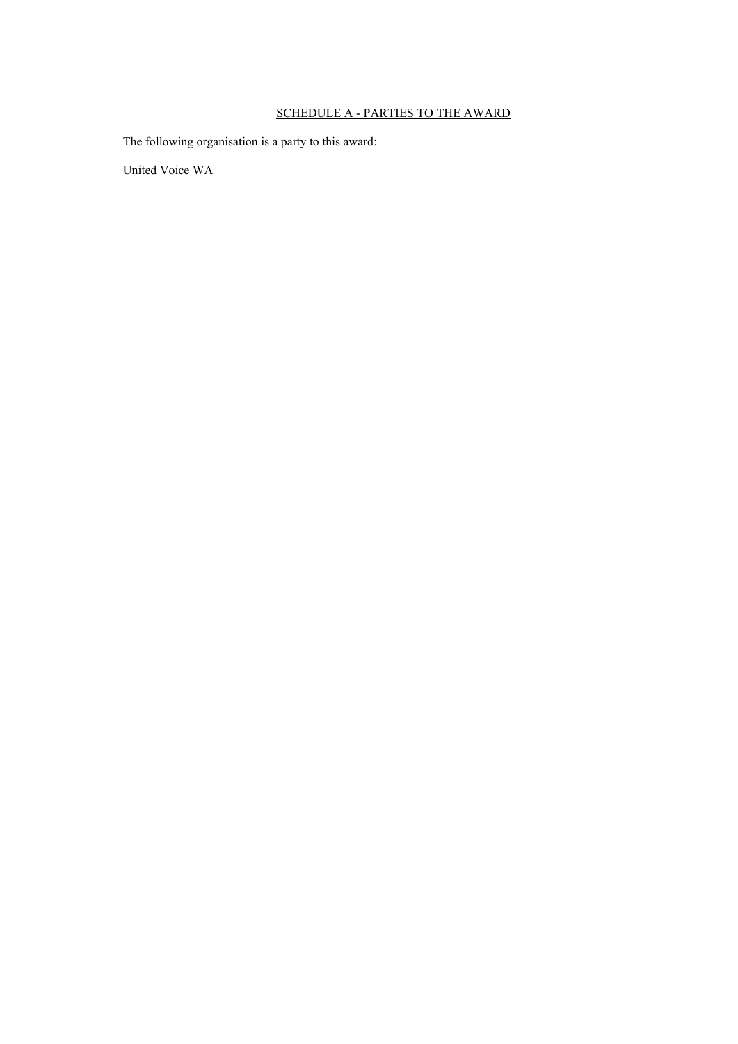## SCHEDULE A - PARTIES TO THE AWARD

The following organisation is a party to this award:

United Voice WA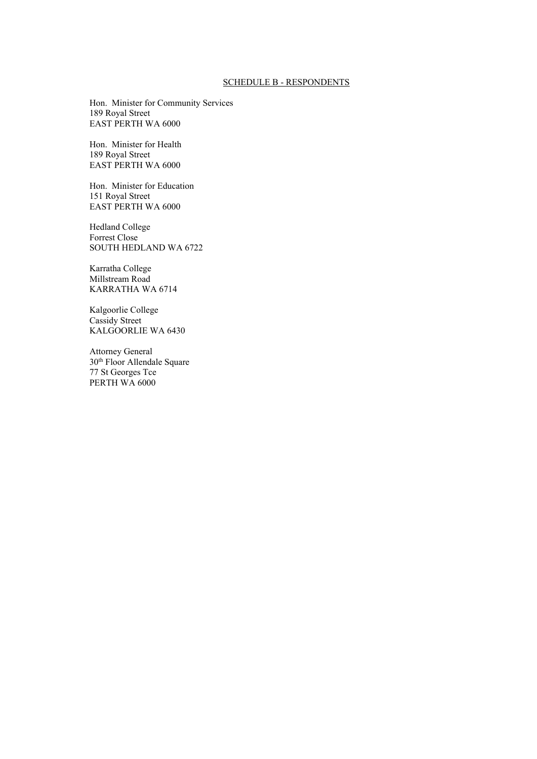SCHEDULE B - RESPONDENTS

Hon. Minister for Community Services
189 Royal Street
EAST PERTH WA 6000

Hon. Minister for Health
189 Royal Street
EAST PERTH WA 6000

Hon. Minister for Education
151 Royal Street
EAST PERTH WA 6000

Hedland College
Forrest Close
SOUTH HEDLAND WA 6722

Karratha College
Millstream Road
KARRATHA WA 6714

Kalgoorlie College
Cassidy Street
KALGOORLIE WA 6430

Attorney General
30th Floor Allendale Square
77 St Georges Tce
PERTH WA 6000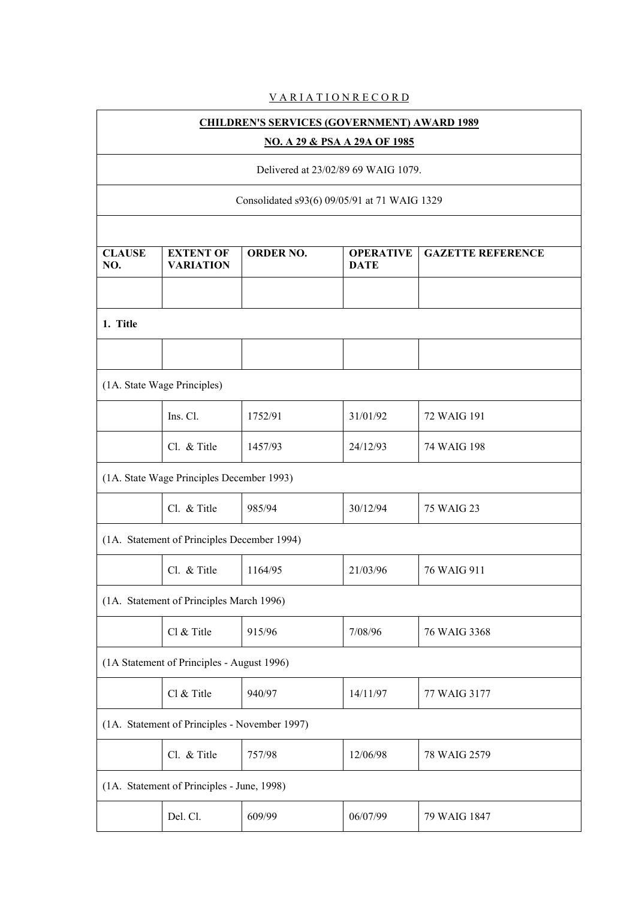VARIATION RECORD

| CHILDREN'S SERVICES (GOVERNMENT) AWARD 1989 | | | | |
|---|---|---|---|---|
| NO. A 29 & PSA A 29A OF 1985 | | | | |
| Delivered at 23/02/89 69 WAIG 1079. | | | | |
| Consolidated s93(6) 09/05/91 at 71 WAIG 1329 | | | | |
| | | | | |
| **CLAUSE NO.** | **EXTENT OF VARIATION** | **ORDER NO.** | **OPERATIVE DATE** | **GAZETTE REFERENCE** |
| | | | | |
| **1. Title** | | | | |
| | | | | |
| (1A. State Wage Principles) | | | | |
| | Ins. Cl. | 1752/91 | 31/01/92 | 72 WAIG 191 |
| | Cl. & Title | 1457/93 | 24/12/93 | 74 WAIG 198 |
| (1A. State Wage Principles December 1993) | | | | |
| | Cl. & Title | 985/94 | 30/12/94 | 75 WAIG 23 |
| (1A. Statement of Principles December 1994) | | | | |
| | Cl. & Title | 1164/95 | 21/03/96 | 76 WAIG 911 |
| (1A. Statement of Principles March 1996) | | | | |
| | Cl & Title | 915/96 | 7/08/96 | 76 WAIG 3368 |
| (1A Statement of Principles - August 1996) | | | | |
| | Cl & Title | 940/97 | 14/11/97 | 77 WAIG 3177 |
| (1A. Statement of Principles - November 1997) | | | | |
| | Cl. & Title | 757/98 | 12/06/98 | 78 WAIG 2579 |
| (1A. Statement of Principles - June, 1998) | | | | |
| | Del. Cl. | 609/99 | 06/07/99 | 79 WAIG 1847 |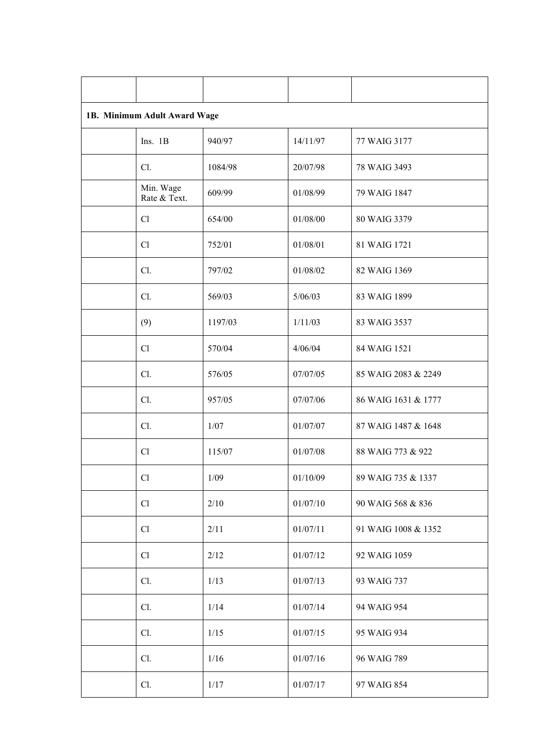| | | | | |
|---|---|---|---|---|
| **1B. Minimum Adult Award Wage** | | | | |
| | Ins. 1B | 940/97 | 14/11/97 | 77 WAIG 3177 |
| | Cl. | 1084/98 | 20/07/98 | 78 WAIG 3493 |
| | Min. Wage Rate & Text. | 609/99 | 01/08/99 | 79 WAIG 1847 |
| | Cl | 654/00 | 01/08/00 | 80 WAIG 3379 |
| | Cl | 752/01 | 01/08/01 | 81 WAIG 1721 |
| | Cl. | 797/02 | 01/08/02 | 82 WAIG 1369 |
| | Cl. | 569/03 | 5/06/03 | 83 WAIG 1899 |
| | (9) | 1197/03 | 1/11/03 | 83 WAIG 3537 |
| | Cl | 570/04 | 4/06/04 | 84 WAIG 1521 |
| | Cl. | 576/05 | 07/07/05 | 85 WAIG 2083 & 2249 |
| | Cl. | 957/05 | 07/07/06 | 86 WAIG 1631 & 1777 |
| | Cl. | 1/07 | 01/07/07 | 87 WAIG 1487 & 1648 |
| | Cl | 115/07 | 01/07/08 | 88 WAIG 773 & 922 |
| | Cl | 1/09 | 01/10/09 | 89 WAIG 735 & 1337 |
| | Cl | 2/10 | 01/07/10 | 90 WAIG 568 & 836 |
| | Cl | 2/11 | 01/07/11 | 91 WAIG 1008 & 1352 |
| | Cl | 2/12 | 01/07/12 | 92 WAIG 1059 |
| | Cl. | 1/13 | 01/07/13 | 93 WAIG 737 |
| | Cl. | 1/14 | 01/07/14 | 94 WAIG 954 |
| | Cl. | 1/15 | 01/07/15 | 95 WAIG 934 |
| | Cl. | 1/16 | 01/07/16 | 96 WAIG 789 |
| | Cl. | 1/17 | 01/07/17 | 97 WAIG 854 |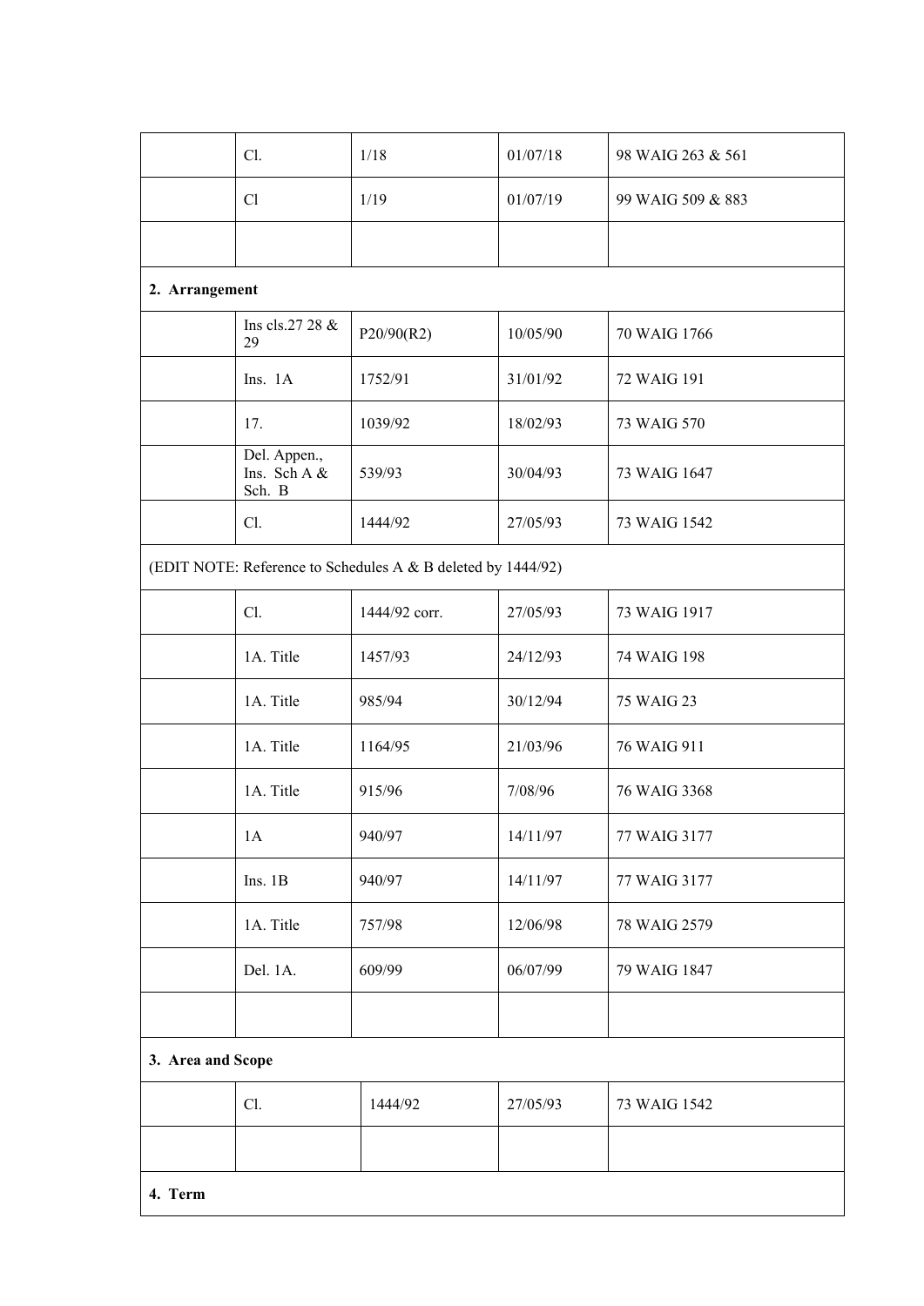| | | | | |
|---|---|---|---|---|
| | Cl. | 1/18 | 01/07/18 | 98 WAIG 263 & 561 |
| | Cl | 1/19 | 01/07/19 | 99 WAIG 509 & 883 |
| | | | | |
| **2. Arrangement** | | | | |
| | Ins cls.27 28 & 29 | P20/90(R2) | 10/05/90 | 70 WAIG 1766 |
| | Ins. 1A | 1752/91 | 31/01/92 | 72 WAIG 191 |
| | 17. | 1039/92 | 18/02/93 | 73 WAIG 570 |
| | Del. Appen., Ins. Sch A & Sch. B | 539/93 | 30/04/93 | 73 WAIG 1647 |
| | Cl. | 1444/92 | 27/05/93 | 73 WAIG 1542 |
| (EDIT NOTE: Reference to Schedules A & B deleted by 1444/92) | | | | |
| | Cl. | 1444/92 corr. | 27/05/93 | 73 WAIG 1917 |
| | 1A. Title | 1457/93 | 24/12/93 | 74 WAIG 198 |
| | 1A. Title | 985/94 | 30/12/94 | 75 WAIG 23 |
| | 1A. Title | 1164/95 | 21/03/96 | 76 WAIG 911 |
| | 1A. Title | 915/96 | 7/08/96 | 76 WAIG 3368 |
| | 1A | 940/97 | 14/11/97 | 77 WAIG 3177 |
| | Ins. 1B | 940/97 | 14/11/97 | 77 WAIG 3177 |
| | 1A. Title | 757/98 | 12/06/98 | 78 WAIG 2579 |
| | Del. 1A. | 609/99 | 06/07/99 | 79 WAIG 1847 |
| | | | | |
| **3. Area and Scope** | | | | |
| | Cl. | 1444/92 | 27/05/93 | 73 WAIG 1542 |
| | | | | |
| **4. Term** | | | | |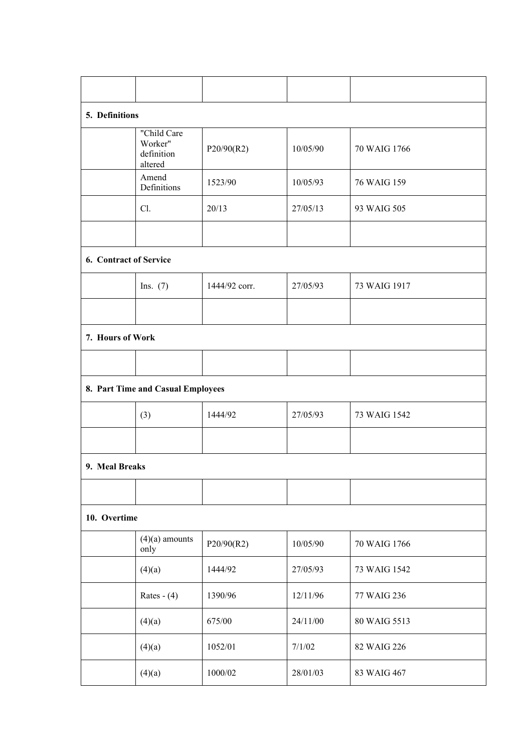| | | | | |
|---|---|---|---|---|
| **5. Definitions** | | | | |
| | "Child Care Worker" definition altered | P20/90(R2) | 10/05/90 | 70 WAIG 1766 |
| | Amend Definitions | 1523/90 | 10/05/93 | 76 WAIG 159 |
| | Cl. | 20/13 | 27/05/13 | 93 WAIG 505 |
| | | | | |
| **6. Contract of Service** | | | | |
| | Ins. (7) | 1444/92 corr. | 27/05/93 | 73 WAIG 1917 |
| | | | | |
| **7. Hours of Work** | | | | |
| | | | | |
| **8. Part Time and Casual Employees** | | | | |
| | (3) | 1444/92 | 27/05/93 | 73 WAIG 1542 |
| | | | | |
| **9. Meal Breaks** | | | | |
| | | | | |
| **10. Overtime** | | | | |
| | (4)(a) amounts only | P20/90(R2) | 10/05/90 | 70 WAIG 1766 |
| | (4)(a) | 1444/92 | 27/05/93 | 73 WAIG 1542 |
| | Rates - (4) | 1390/96 | 12/11/96 | 77 WAIG 236 |
| | (4)(a) | 675/00 | 24/11/00 | 80 WAIG 5513 |
| | (4)(a) | 1052/01 | 7/1/02 | 82 WAIG 226 |
| | (4)(a) | 1000/02 | 28/01/03 | 83 WAIG 467 |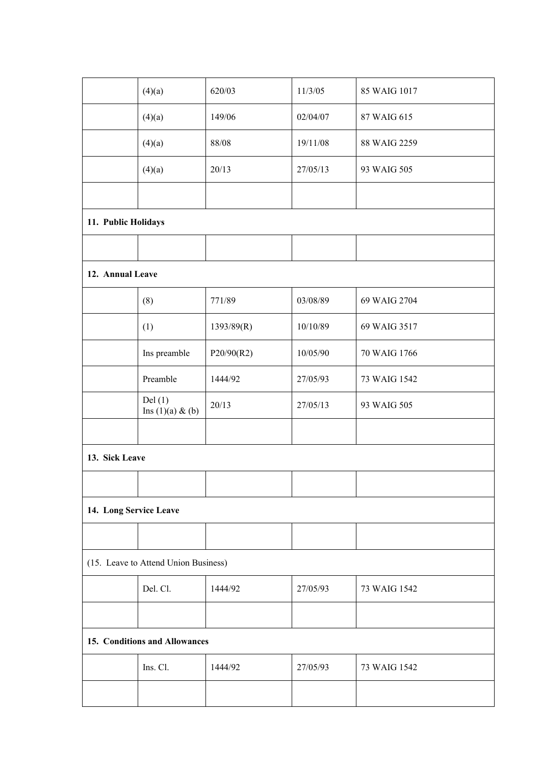| | | | | |
|---|---|---|---|---|
| | (4)(a) | 620/03 | 11/3/05 | 85 WAIG 1017 |
| | (4)(a) | 149/06 | 02/04/07 | 87 WAIG 615 |
| | (4)(a) | 88/08 | 19/11/08 | 88 WAIG 2259 |
| | (4)(a) | 20/13 | 27/05/13 | 93 WAIG 505 |
| | | | | |
| **11. Public Holidays** | | | | |
| | | | | |
| **12. Annual Leave** | | | | |
| | (8) | 771/89 | 03/08/89 | 69 WAIG 2704 |
| | (1) | 1393/89(R) | 10/10/89 | 69 WAIG 3517 |
| | Ins preamble | P20/90(R2) | 10/05/90 | 70 WAIG 1766 |
| | Preamble | 1444/92 | 27/05/93 | 73 WAIG 1542 |
| | Del (1) Ins (1)(a) & (b) | 20/13 | 27/05/13 | 93 WAIG 505 |
| | | | | |
| **13. Sick Leave** | | | | |
| | | | | |
| **14. Long Service Leave** | | | | |
| | | | | |
| (15. Leave to Attend Union Business) | | | | |
| | Del. Cl. | 1444/92 | 27/05/93 | 73 WAIG 1542 |
| | | | | |
| **15. Conditions and Allowances** | | | | |
| | Ins. Cl. | 1444/92 | 27/05/93 | 73 WAIG 1542 |
| | | | | |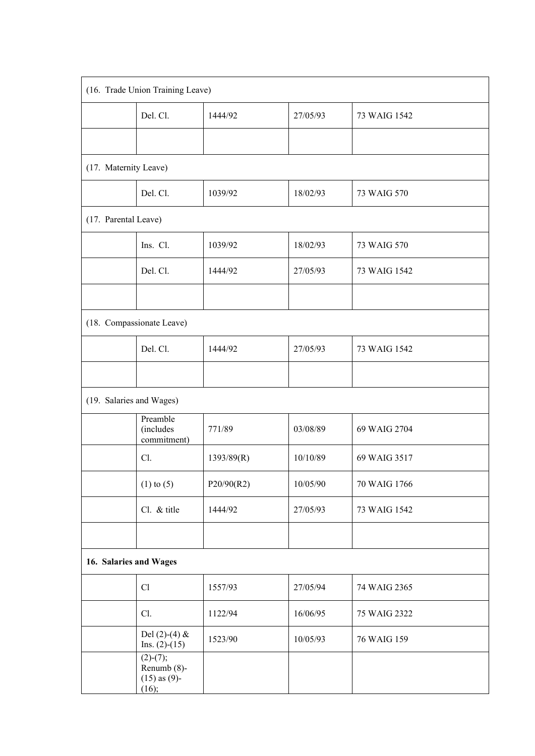| | | | | |
|---|---|---|---|---|
| (16. Trade Union Training Leave) | | | | |
| | Del. Cl. | 1444/92 | 27/05/93 | 73 WAIG 1542 |
| | | | | |
| (17. Maternity Leave) | | | | |
| | Del. Cl. | 1039/92 | 18/02/93 | 73 WAIG 570 |
| (17. Parental Leave) | | | | |
| | Ins. Cl. | 1039/92 | 18/02/93 | 73 WAIG 570 |
| | Del. Cl. | 1444/92 | 27/05/93 | 73 WAIG 1542 |
| | | | | |
| (18. Compassionate Leave) | | | | |
| | Del. Cl. | 1444/92 | 27/05/93 | 73 WAIG 1542 |
| | | | | |
| (19. Salaries and Wages) | | | | |
| | Preamble (includes commitment) | 771/89 | 03/08/89 | 69 WAIG 2704 |
| | Cl. | 1393/89(R) | 10/10/89 | 69 WAIG 3517 |
| | (1) to (5) | P20/90(R2) | 10/05/90 | 70 WAIG 1766 |
| | Cl. & title | 1444/92 | 27/05/93 | 73 WAIG 1542 |
| | | | | |
| **16. Salaries and Wages** | | | | |
| | Cl | 1557/93 | 27/05/94 | 74 WAIG 2365 |
| | Cl. | 1122/94 | 16/06/95 | 75 WAIG 2322 |
| | Del (2)-(4) & Ins. (2)-(15) | 1523/90 | 10/05/93 | 76 WAIG 159 |
| | (2)-(7); Renumb (8)-(15) as (9)-(16); | | | |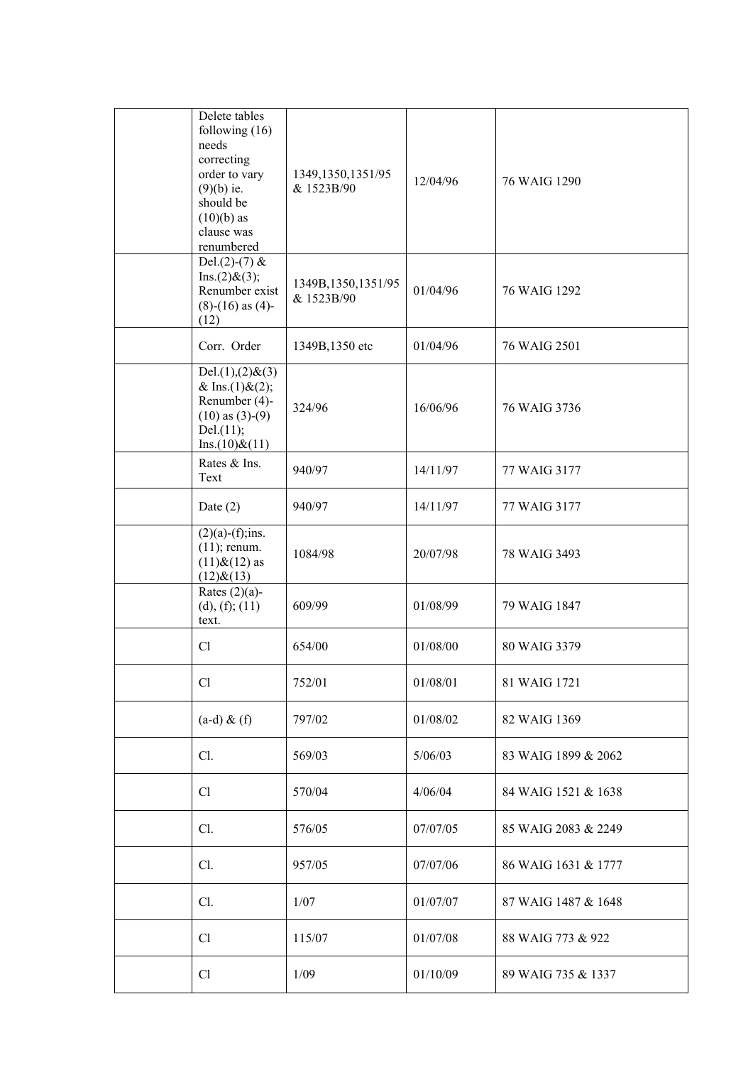| | | | | |
|---|---|---|---|---|
| | Delete tables following (16) needs correcting order to vary (9)(b) ie. should be (10)(b) as clause was renumbered | 1349,1350,1351/95 & 1523B/90 | 12/04/96 | 76 WAIG 1290 |
| | Del.(2)-(7) & Ins.(2)&(3); Renumber exist (8)-(16) as (4)-(12) | 1349B,1350,1351/95 & 1523B/90 | 01/04/96 | 76 WAIG 1292 |
| | Corr. Order | 1349B,1350 etc | 01/04/96 | 76 WAIG 2501 |
| | Del.(1),(2)&(3) & Ins.(1)&(2); Renumber (4)-(10) as (3)-(9) Del.(11); Ins.(10)&(11) | 324/96 | 16/06/96 | 76 WAIG 3736 |
| | Rates & Ins. Text | 940/97 | 14/11/97 | 77 WAIG 3177 |
| | Date (2) | 940/97 | 14/11/97 | 77 WAIG 3177 |
| | (2)(a)-(f);ins. (11); renum. (11)&(12) as (12)&(13) | 1084/98 | 20/07/98 | 78 WAIG 3493 |
| | Rates (2)(a)-(d), (f); (11) text. | 609/99 | 01/08/99 | 79 WAIG 1847 |
| | Cl | 654/00 | 01/08/00 | 80 WAIG 3379 |
| | Cl | 752/01 | 01/08/01 | 81 WAIG 1721 |
| | (a-d) & (f) | 797/02 | 01/08/02 | 82 WAIG 1369 |
| | Cl. | 569/03 | 5/06/03 | 83 WAIG 1899 & 2062 |
| | Cl | 570/04 | 4/06/04 | 84 WAIG 1521 & 1638 |
| | Cl. | 576/05 | 07/07/05 | 85 WAIG 2083 & 2249 |
| | Cl. | 957/05 | 07/07/06 | 86 WAIG 1631 & 1777 |
| | Cl. | 1/07 | 01/07/07 | 87 WAIG 1487 & 1648 |
| | Cl | 115/07 | 01/07/08 | 88 WAIG 773 & 922 |
| | Cl | 1/09 | 01/10/09 | 89 WAIG 735 & 1337 |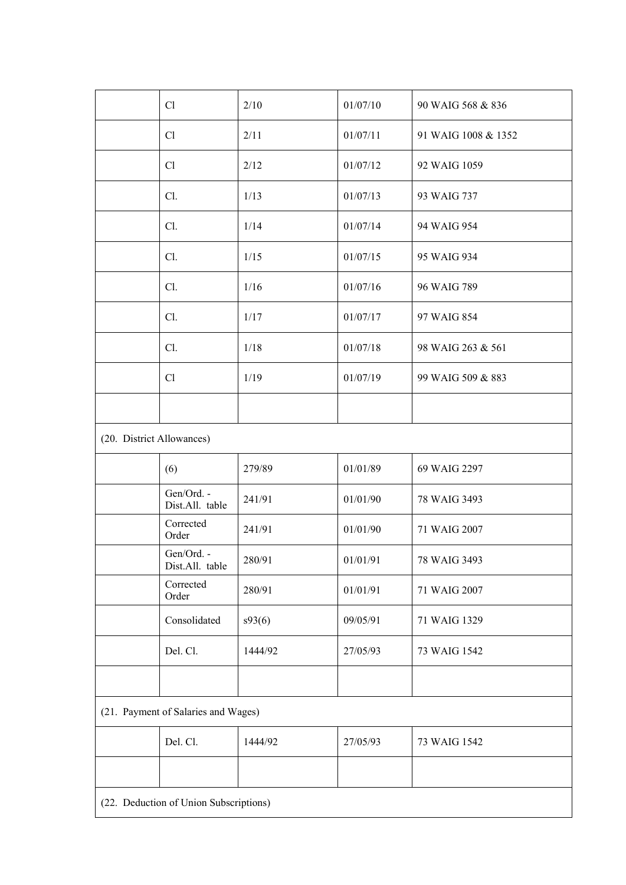| | | | | |
|---|---|---|---|---|
| | Cl | 2/10 | 01/07/10 | 90 WAIG 568 & 836 |
| | Cl | 2/11 | 01/07/11 | 91 WAIG 1008 & 1352 |
| | Cl | 2/12 | 01/07/12 | 92 WAIG 1059 |
| | Cl. | 1/13 | 01/07/13 | 93 WAIG 737 |
| | Cl. | 1/14 | 01/07/14 | 94 WAIG 954 |
| | Cl. | 1/15 | 01/07/15 | 95 WAIG 934 |
| | Cl. | 1/16 | 01/07/16 | 96 WAIG 789 |
| | Cl. | 1/17 | 01/07/17 | 97 WAIG 854 |
| | Cl. | 1/18 | 01/07/18 | 98 WAIG 263 & 561 |
| | Cl | 1/19 | 01/07/19 | 99 WAIG 509 & 883 |
| | | | | |
| (20. District Allowances) | | | | |
| | (6) | 279/89 | 01/01/89 | 69 WAIG 2297 |
| | Gen/Ord. - Dist.All. table | 241/91 | 01/01/90 | 78 WAIG 3493 |
| | Corrected Order | 241/91 | 01/01/90 | 71 WAIG 2007 |
| | Gen/Ord. - Dist.All. table | 280/91 | 01/01/91 | 78 WAIG 3493 |
| | Corrected Order | 280/91 | 01/01/91 | 71 WAIG 2007 |
| | Consolidated | s93(6) | 09/05/91 | 71 WAIG 1329 |
| | Del. Cl. | 1444/92 | 27/05/93 | 73 WAIG 1542 |
| | | | | |
| (21. Payment of Salaries and Wages) | | | | |
| | Del. Cl. | 1444/92 | 27/05/93 | 73 WAIG 1542 |
| | | | | |
| (22. Deduction of Union Subscriptions) | | | | |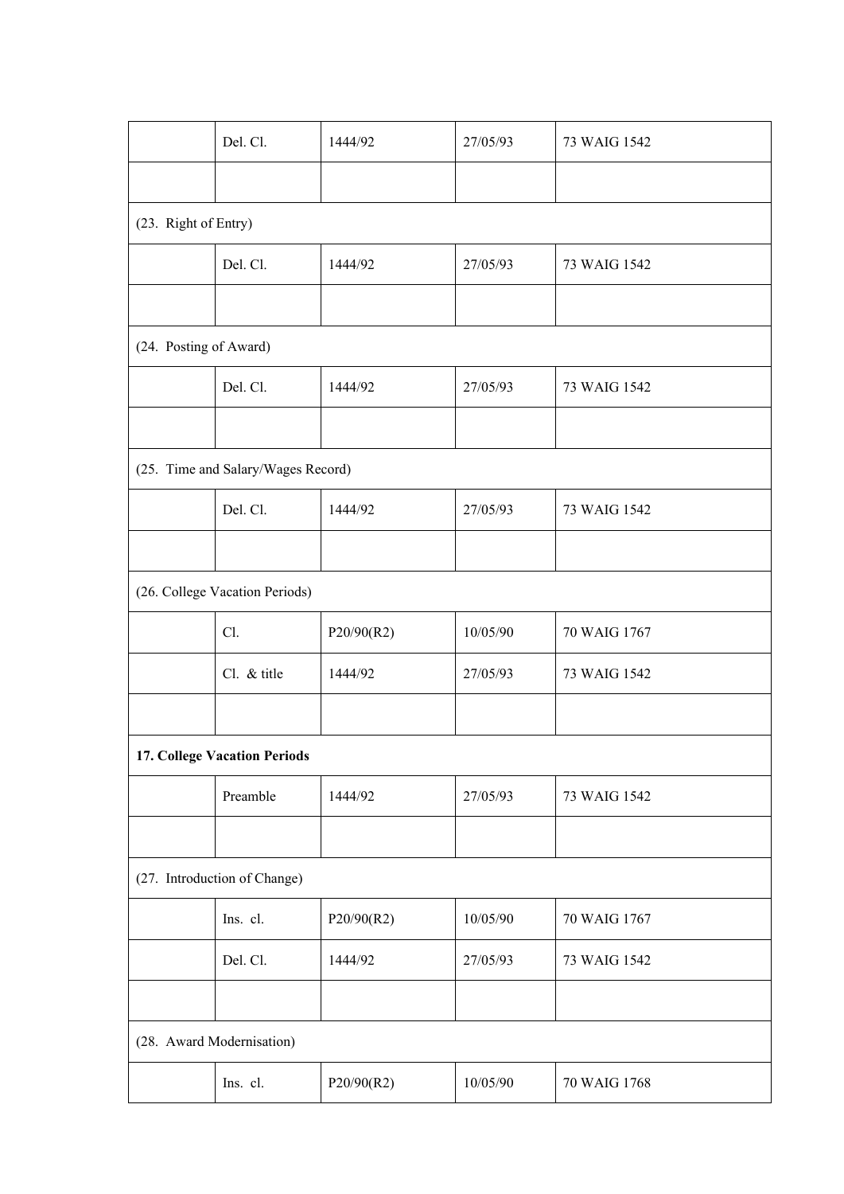| | | | | |
|---|---|---|---|---|
| | Del. Cl. | 1444/92 | 27/05/93 | 73 WAIG 1542 |
| | | | | |
| (23. Right of Entry) | | | | |
| | Del. Cl. | 1444/92 | 27/05/93 | 73 WAIG 1542 |
| | | | | |
| (24. Posting of Award) | | | | |
| | Del. Cl. | 1444/92 | 27/05/93 | 73 WAIG 1542 |
| | | | | |
| (25. Time and Salary/Wages Record) | | | | |
| | Del. Cl. | 1444/92 | 27/05/93 | 73 WAIG 1542 |
| | | | | |
| (26. College Vacation Periods) | | | | |
| | Cl. | P20/90(R2) | 10/05/90 | 70 WAIG 1767 |
| | Cl. & title | 1444/92 | 27/05/93 | 73 WAIG 1542 |
| | | | | |
| **17. College Vacation Periods** | | | | |
| | Preamble | 1444/92 | 27/05/93 | 73 WAIG 1542 |
| | | | | |
| (27. Introduction of Change) | | | | |
| | Ins. cl. | P20/90(R2) | 10/05/90 | 70 WAIG 1767 |
| | Del. Cl. | 1444/92 | 27/05/93 | 73 WAIG 1542 |
| | | | | |
| (28. Award Modernisation) | | | | |
| | Ins. cl. | P20/90(R2) | 10/05/90 | 70 WAIG 1768 |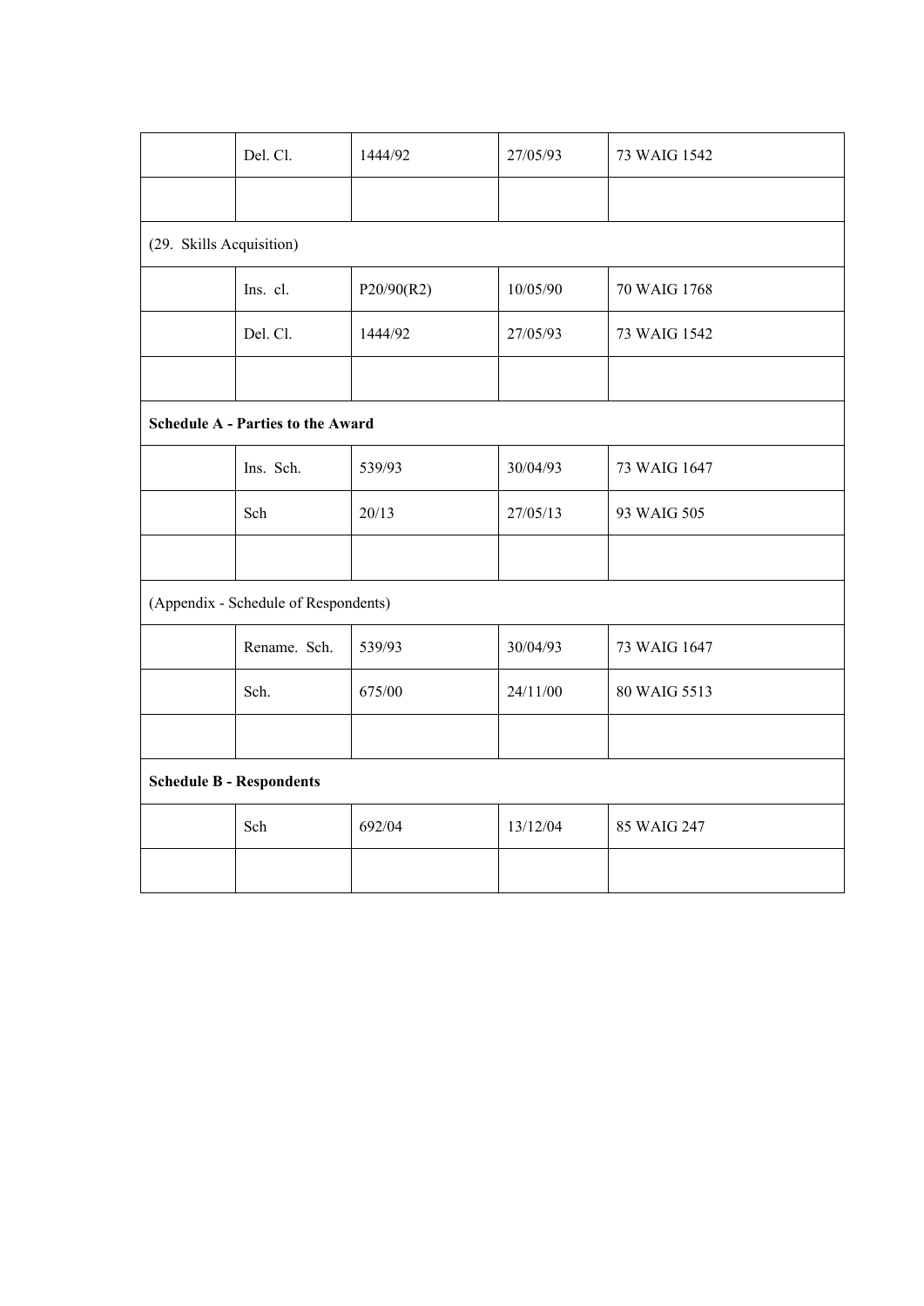| | | | | |
|---|---|---|---|---|
| | Del. Cl. | 1444/92 | 27/05/93 | 73 WAIG 1542 |
| | | | | |
| (29. Skills Acquisition) | | | | |
| | Ins. cl. | P20/90(R2) | 10/05/90 | 70 WAIG 1768 |
| | Del. Cl. | 1444/92 | 27/05/93 | 73 WAIG 1542 |
| | | | | |
| **Schedule A - Parties to the Award** | | | | |
| | Ins. Sch. | 539/93 | 30/04/93 | 73 WAIG 1647 |
| | Sch | 20/13 | 27/05/13 | 93 WAIG 505 |
| | | | | |
| (Appendix - Schedule of Respondents) | | | | |
| | Rename. Sch. | 539/93 | 30/04/93 | 73 WAIG 1647 |
| | Sch. | 675/00 | 24/11/00 | 80 WAIG 5513 |
| | | | | |
| **Schedule B - Respondents** | | | | |
| | Sch | 692/04 | 13/12/04 | 85 WAIG 247 |
| | | | | |